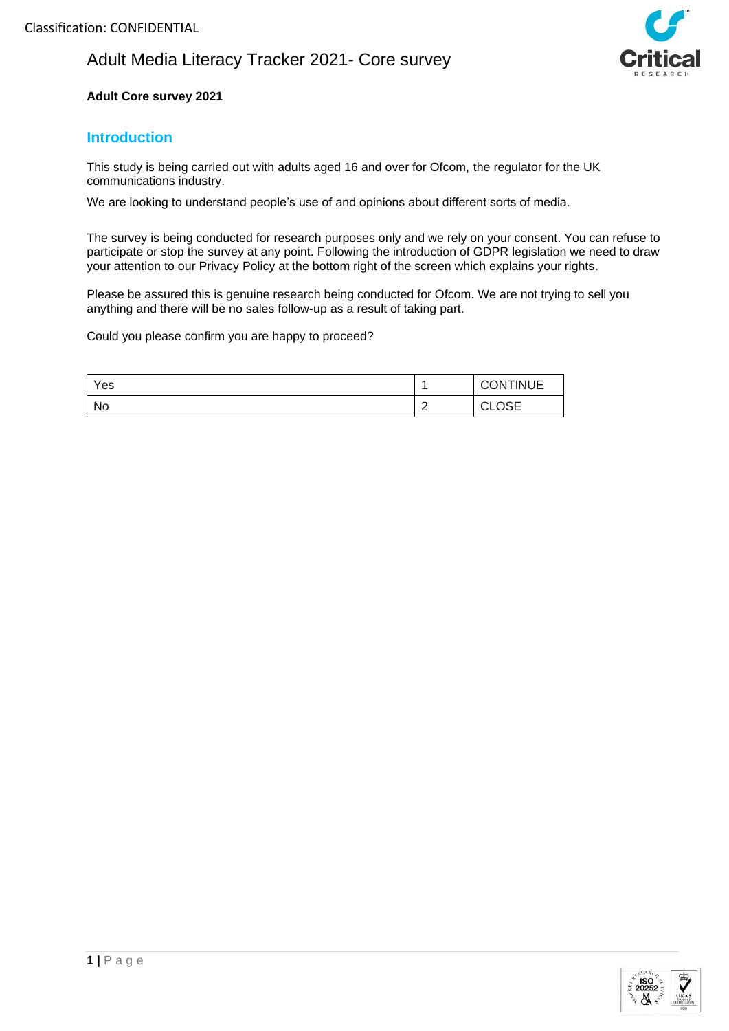Classification: CONFIDENTIAL

# Adult Media Literacy Tracker 2021- Core survey

**Adult Core survey 2021**

## Introduction

This study is being carried out with adults aged 16 and over for Ofcom, the regulator for the UK communications industry.

We are looking to understand people's use of and opinions about different sorts of media.

The survey is being conducted for research purposes only and we rely on your consent. You can refuse to participate or stop the survey at any point. Following the introduction of GDPR legislation we need to draw your attention to our Privacy Policy at the bottom right of the screen which explains your rights.

Please be assured this is genuine research being conducted for Ofcom. We are not trying to sell you anything and there will be no sales follow-up as a result of taking part.

Could you please confirm you are happy to proceed?

| | | |
|---|---|---|
| Yes | 1 | CONTINUE |
| No | 2 | CLOSE |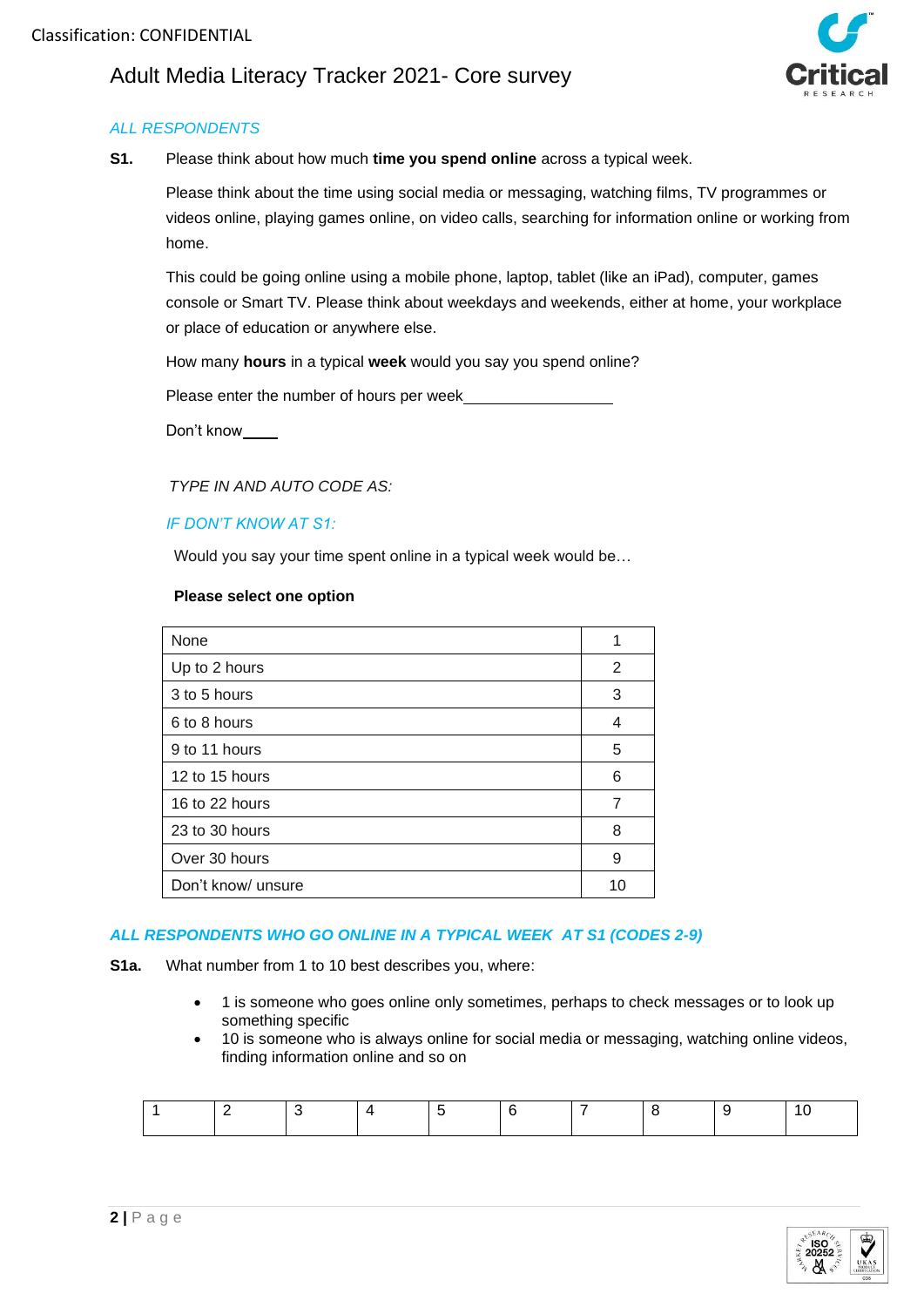*ALL RESPONDENTS*

**S1.** Please think about how much **time you spend online** across a typical week.

Please think about the time using social media or messaging, watching films, TV programmes or videos online, playing games online, on video calls, searching for information online or working from home.

This could be going online using a mobile phone, laptop, tablet (like an iPad), computer, games console or Smart TV. Please think about weekdays and weekends, either at home, your workplace or place of education or anywhere else.

How many **hours** in a typical **week** would you say you spend online?

Please enter the number of hours per week__________________

Don't know____

*TYPE IN AND AUTO CODE AS:*

*IF DON'T KNOW AT S1:*

Would you say your time spent online in a typical week would be…

**Please select one option**

| | |
|---|---|
| None | 1 |
| Up to 2 hours | 2 |
| 3 to 5 hours | 3 |
| 6 to 8 hours | 4 |
| 9 to 11 hours | 5 |
| 12 to 15 hours | 6 |
| 16 to 22 hours | 7 |
| 23 to 30 hours | 8 |
| Over 30 hours | 9 |
| Don't know/ unsure | 10 |

*ALL RESPONDENTS WHO GO ONLINE IN A TYPICAL WEEK AT S1 (CODES 2-9)*

**S1a.** What number from 1 to 10 best describes you, where:

- 1 is someone who goes online only sometimes, perhaps to check messages or to look up something specific
- 10 is someone who is always online for social media or messaging, watching online videos, finding information online and so on

| 1 | 2 | 3 | 4 | 5 | 6 | 7 | 8 | 9 | 10 |
|---|---|---|---|---|---|---|---|---|---|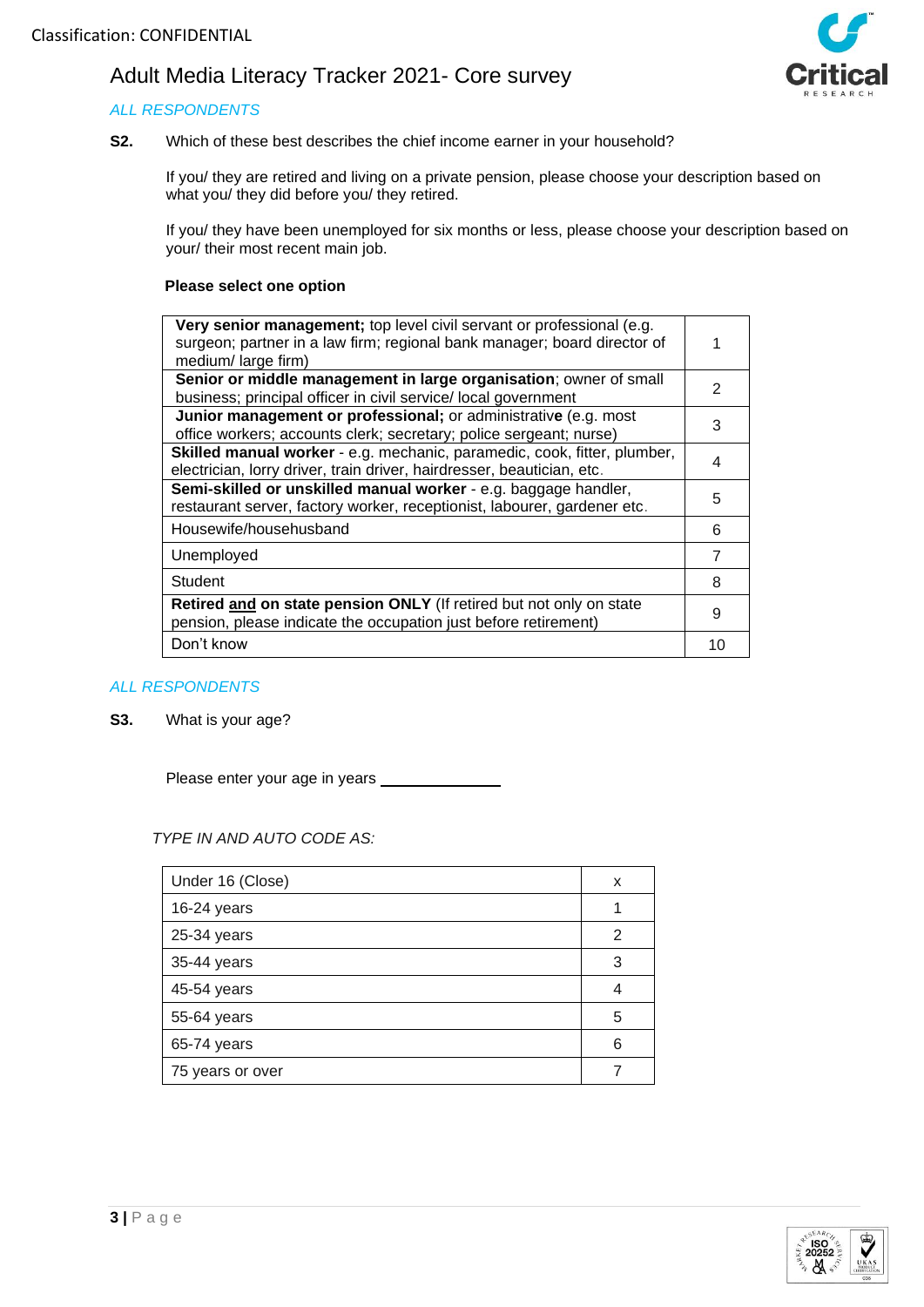Classification: CONFIDENTIAL

# Adult Media Literacy Tracker 2021- Core survey

*ALL RESPONDENTS*

**S2.** Which of these best describes the chief income earner in your household?

If you/ they are retired and living on a private pension, please choose your description based on what you/ they did before you/ they retired.

If you/ they have been unemployed for six months or less, please choose your description based on your/ their most recent main job.

**Please select one option**

| | |
|---|---|
| **Very senior management;** top level civil servant or professional (e.g. surgeon; partner in a law firm; regional bank manager; board director of medium/ large firm) | 1 |
| **Senior or middle management in large organisation**; owner of small business; principal officer in civil service/ local government | 2 |
| **Junior management or professional;** or administrative (e.g. most office workers; accounts clerk; secretary; police sergeant; nurse) | 3 |
| **Skilled manual worker** - e.g. mechanic, paramedic, cook, fitter, plumber, electrician, lorry driver, train driver, hairdresser, beautician, etc. | 4 |
| **Semi-skilled or unskilled manual worker** - e.g. baggage handler, restaurant server, factory worker, receptionist, labourer, gardener etc. | 5 |
| Housewife/househusband | 6 |
| Unemployed | 7 |
| Student | 8 |
| **Retired <u>and</u> on state pension ONLY** (If retired but not only on state pension, please indicate the occupation just before retirement) | 9 |
| Don't know | 10 |

*ALL RESPONDENTS*

**S3.** What is your age?

Please enter your age in years ______________

*TYPE IN AND AUTO CODE AS:*

| | |
|---|---|
| Under 16 (Close) | x |
| 16-24 years | 1 |
| 25-34 years | 2 |
| 35-44 years | 3 |
| 45-54 years | 4 |
| 55-64 years | 5 |
| 65-74 years | 6 |
| 75 years or over | 7 |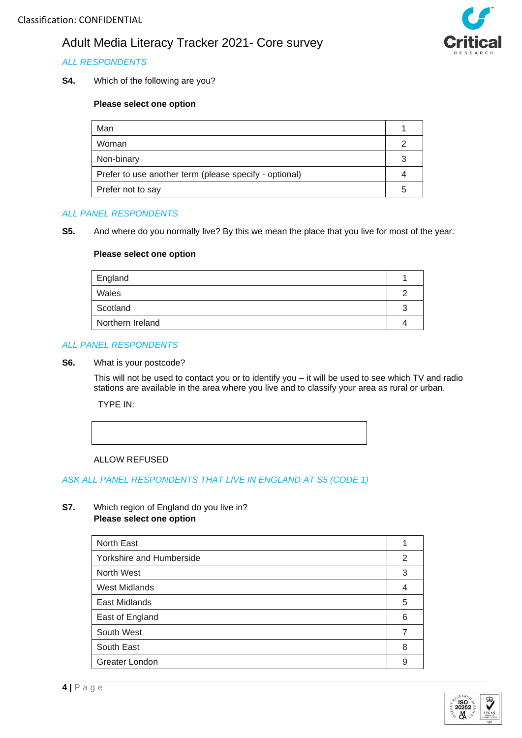*ALL RESPONDENTS*

**S4.** Which of the following are you?

**Please select one option**

| | |
|---|---|
| Man | 1 |
| Woman | 2 |
| Non-binary | 3 |
| Prefer to use another term (please specify - optional) | 4 |
| Prefer not to say | 5 |

*ALL PANEL RESPONDENTS*

**S5.** And where do you normally live? By this we mean the place that you live for most of the year.

**Please select one option**

| | |
|---|---|
| England | 1 |
| Wales | 2 |
| Scotland | 3 |
| Northern Ireland | 4 |

*ALL PANEL RESPONDENTS*

**S6.** What is your postcode?

This will not be used to contact you or to identify you – it will be used to see which TV and radio stations are available in the area where you live and to classify your area as rural or urban.

TYPE IN:

| |
|---|
| |

ALLOW REFUSED

*ASK ALL PANEL RESPONDENTS THAT LIVE IN ENGLAND AT S5 (CODE 1)*

**S7.** Which region of England do you live in?
**Please select one option**

| | |
|---|---|
| North East | 1 |
| Yorkshire and Humberside | 2 |
| North West | 3 |
| West Midlands | 4 |
| East Midlands | 5 |
| East of England | 6 |
| South West | 7 |
| South East | 8 |
| Greater London | 9 |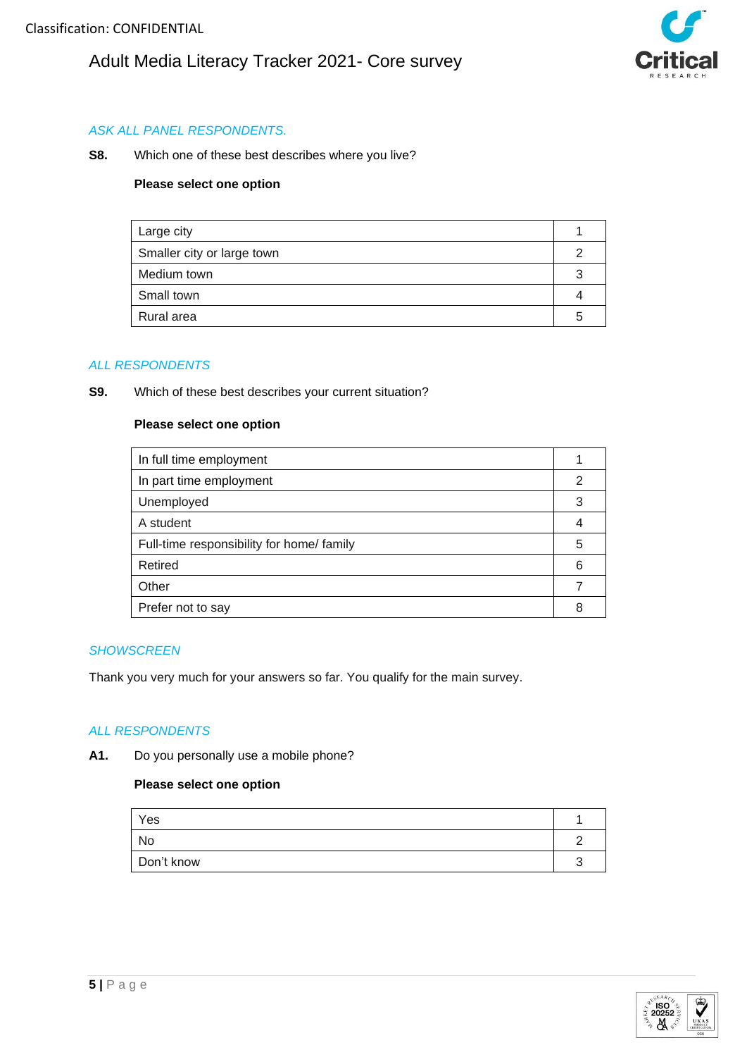*ASK ALL PANEL RESPONDENTS.*

**S8.** Which one of these best describes where you live?

**Please select one option**

| | |
|---|---|
| Large city | 1 |
| Smaller city or large town | 2 |
| Medium town | 3 |
| Small town | 4 |
| Rural area | 5 |

*ALL RESPONDENTS*

**S9.** Which of these best describes your current situation?

**Please select one option**

| | |
|---|---|
| In full time employment | 1 |
| In part time employment | 2 |
| Unemployed | 3 |
| A student | 4 |
| Full-time responsibility for home/ family | 5 |
| Retired | 6 |
| Other | 7 |
| Prefer not to say | 8 |

*SHOWSCREEN*

Thank you very much for your answers so far. You qualify for the main survey.

*ALL RESPONDENTS*

**A1.** Do you personally use a mobile phone?

**Please select one option**

| | |
|---|---|
| Yes | 1 |
| No | 2 |
| Don't know | 3 |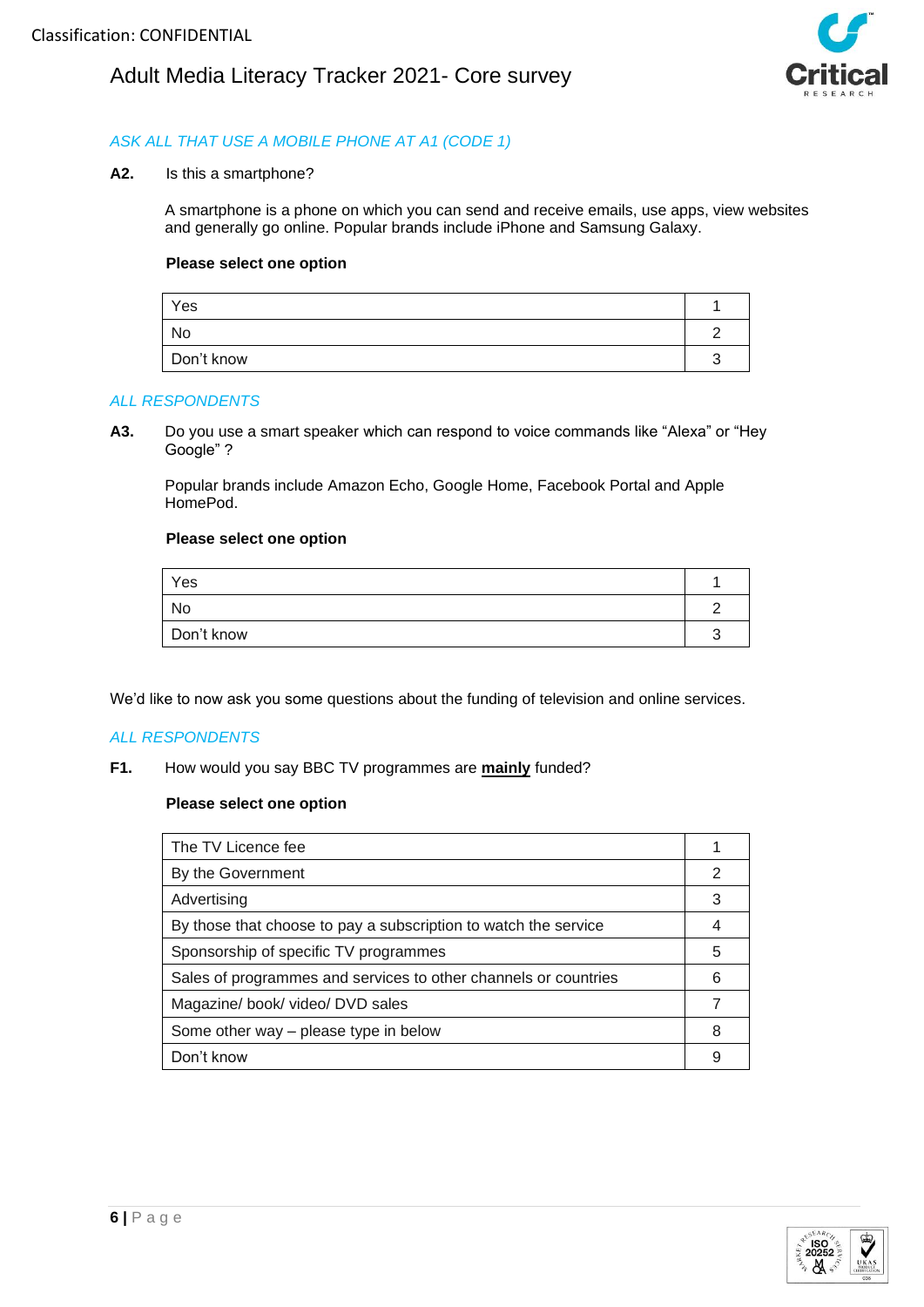*ASK ALL THAT USE A MOBILE PHONE AT A1 (CODE 1)*

**A2.** Is this a smartphone?

A smartphone is a phone on which you can send and receive emails, use apps, view websites and generally go online. Popular brands include iPhone and Samsung Galaxy.

**Please select one option**

| | |
|---|---|
| Yes | 1 |
| No | 2 |
| Don't know | 3 |

*ALL RESPONDENTS*

**A3.** Do you use a smart speaker which can respond to voice commands like "Alexa" or "Hey Google" ?

Popular brands include Amazon Echo, Google Home, Facebook Portal and Apple HomePod.

**Please select one option**

| | |
|---|---|
| Yes | 1 |
| No | 2 |
| Don't know | 3 |

We'd like to now ask you some questions about the funding of television and online services.

*ALL RESPONDENTS*

**F1.** How would you say BBC TV programmes are **mainly** funded?

**Please select one option**

| | |
|---|---|
| The TV Licence fee | 1 |
| By the Government | 2 |
| Advertising | 3 |
| By those that choose to pay a subscription to watch the service | 4 |
| Sponsorship of specific TV programmes | 5 |
| Sales of programmes and services to other channels or countries | 6 |
| Magazine/ book/ video/ DVD sales | 7 |
| Some other way – please type in below | 8 |
| Don't know | 9 |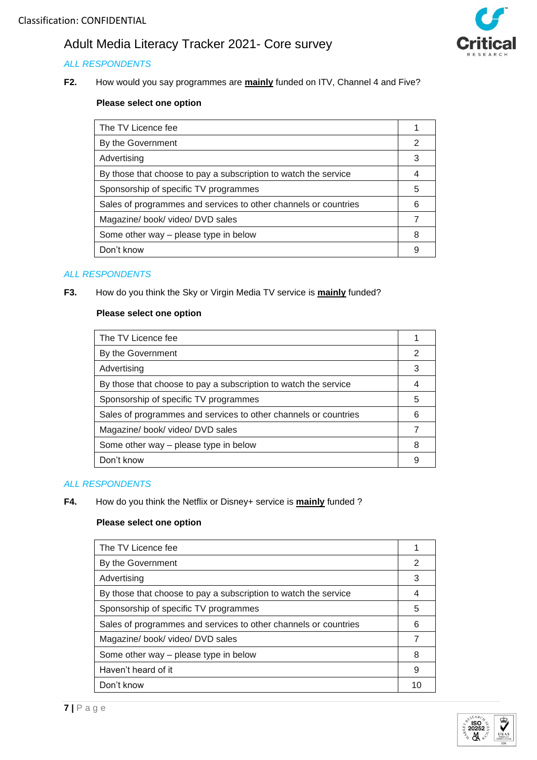Classification: CONFIDENTIAL

# Adult Media Literacy Tracker 2021- Core survey

*ALL RESPONDENTS*

**F2.** How would you say programmes are **mainly** funded on ITV, Channel 4 and Five?

**Please select one option**

| | |
|---|---|
| The TV Licence fee | 1 |
| By the Government | 2 |
| Advertising | 3 |
| By those that choose to pay a subscription to watch the service | 4 |
| Sponsorship of specific TV programmes | 5 |
| Sales of programmes and services to other channels or countries | 6 |
| Magazine/ book/ video/ DVD sales | 7 |
| Some other way – please type in below | 8 |
| Don't know | 9 |

*ALL RESPONDENTS*

**F3.** How do you think the Sky or Virgin Media TV service is **mainly** funded?

**Please select one option**

| | |
|---|---|
| The TV Licence fee | 1 |
| By the Government | 2 |
| Advertising | 3 |
| By those that choose to pay a subscription to watch the service | 4 |
| Sponsorship of specific TV programmes | 5 |
| Sales of programmes and services to other channels or countries | 6 |
| Magazine/ book/ video/ DVD sales | 7 |
| Some other way – please type in below | 8 |
| Don't know | 9 |

*ALL RESPONDENTS*

**F4.** How do you think the Netflix or Disney+ service is **mainly** funded ?

**Please select one option**

| | |
|---|---|
| The TV Licence fee | 1 |
| By the Government | 2 |
| Advertising | 3 |
| By those that choose to pay a subscription to watch the service | 4 |
| Sponsorship of specific TV programmes | 5 |
| Sales of programmes and services to other channels or countries | 6 |
| Magazine/ book/ video/ DVD sales | 7 |
| Some other way – please type in below | 8 |
| Haven't heard of it | 9 |
| Don't know | 10 |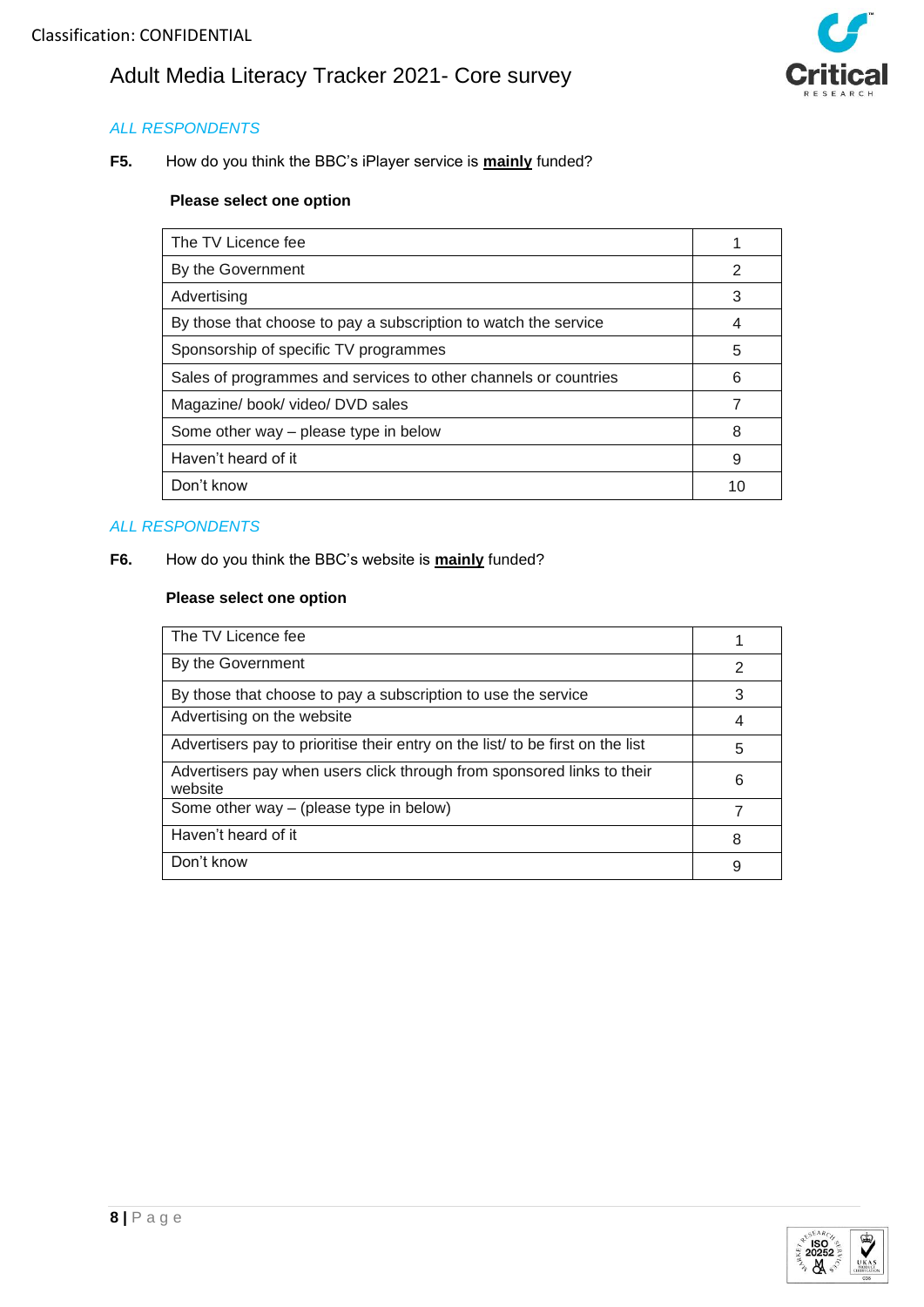*ALL RESPONDENTS*

**F5.** How do you think the BBC's iPlayer service is **mainly** funded?

**Please select one option**

| | |
|---|---|
| The TV Licence fee | 1 |
| By the Government | 2 |
| Advertising | 3 |
| By those that choose to pay a subscription to watch the service | 4 |
| Sponsorship of specific TV programmes | 5 |
| Sales of programmes and services to other channels or countries | 6 |
| Magazine/ book/ video/ DVD sales | 7 |
| Some other way – please type in below | 8 |
| Haven't heard of it | 9 |
| Don't know | 10 |

*ALL RESPONDENTS*

**F6.** How do you think the BBC's website is **mainly** funded?

**Please select one option**

| | |
|---|---|
| The TV Licence fee | 1 |
| By the Government | 2 |
| By those that choose to pay a subscription to use the service | 3 |
| Advertising on the website | 4 |
| Advertisers pay to prioritise their entry on the list/ to be first on the list | 5 |
| Advertisers pay when users click through from sponsored links to their website | 6 |
| Some other way – (please type in below) | 7 |
| Haven't heard of it | 8 |
| Don't know | 9 |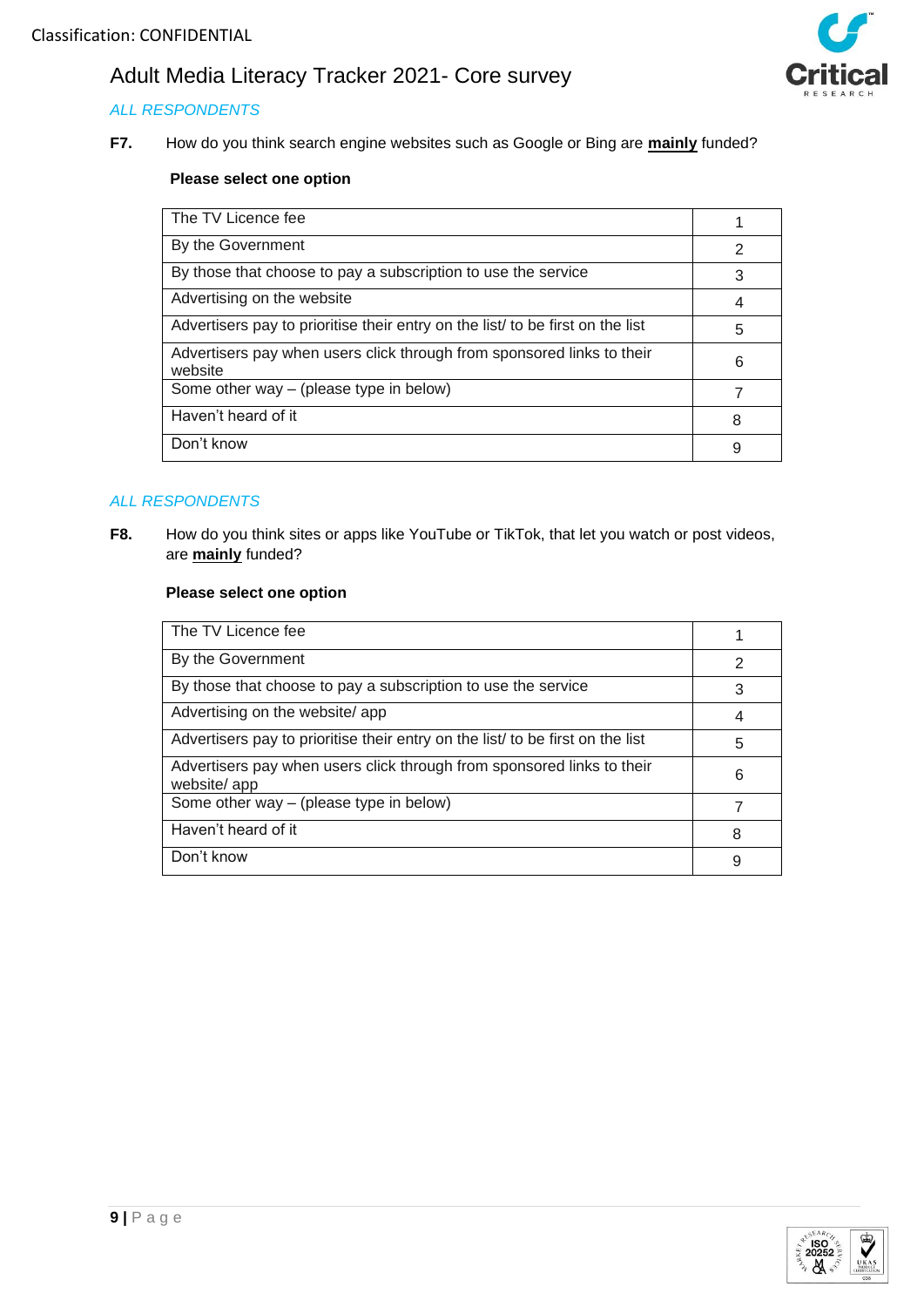*ALL RESPONDENTS*

**F7.** How do you think search engine websites such as Google or Bing are **mainly** funded?

**Please select one option**

| | |
|---|---|
| The TV Licence fee | 1 |
| By the Government | 2 |
| By those that choose to pay a subscription to use the service | 3 |
| Advertising on the website | 4 |
| Advertisers pay to prioritise their entry on the list/ to be first on the list | 5 |
| Advertisers pay when users click through from sponsored links to their website | 6 |
| Some other way – (please type in below) | 7 |
| Haven't heard of it | 8 |
| Don't know | 9 |

*ALL RESPONDENTS*

**F8.** How do you think sites or apps like YouTube or TikTok, that let you watch or post videos, are **mainly** funded?

**Please select one option**

| | |
|---|---|
| The TV Licence fee | 1 |
| By the Government | 2 |
| By those that choose to pay a subscription to use the service | 3 |
| Advertising on the website/ app | 4 |
| Advertisers pay to prioritise their entry on the list/ to be first on the list | 5 |
| Advertisers pay when users click through from sponsored links to their website/ app | 6 |
| Some other way – (please type in below) | 7 |
| Haven't heard of it | 8 |
| Don't know | 9 |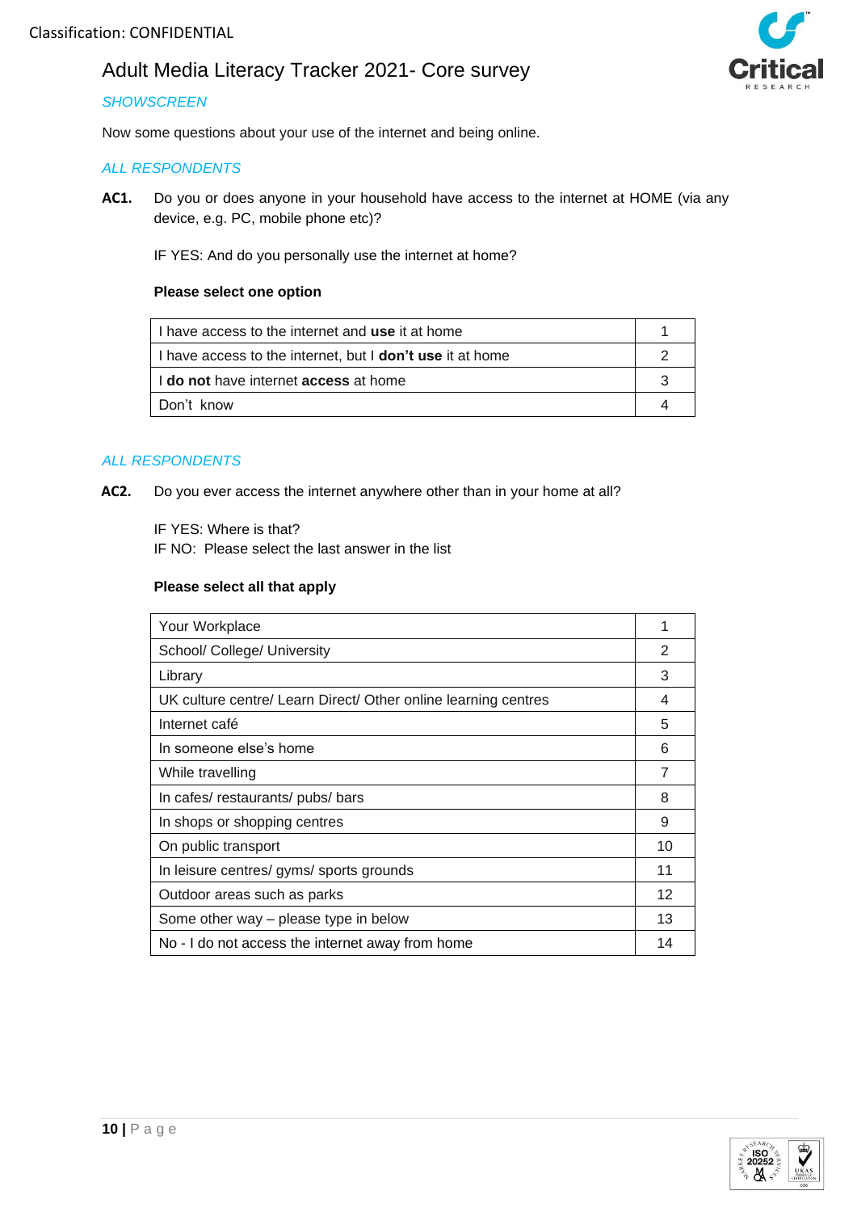Classification: CONFIDENTIAL

# Adult Media Literacy Tracker 2021- Core survey

*SHOWSCREEN*

Now some questions about your use of the internet and being online.

*ALL RESPONDENTS*

**AC1.** Do you or does anyone in your household have access to the internet at HOME (via any device, e.g. PC, mobile phone etc)?

IF YES: And do you personally use the internet at home?

**Please select one option**

| | |
|---|---|
| I have access to the internet and **use** it at home | 1 |
| I have access to the internet, but I **don't use** it at home | 2 |
| I **do not** have internet **access** at home | 3 |
| Don't know | 4 |

*ALL RESPONDENTS*

**AC2.** Do you ever access the internet anywhere other than in your home at all?

IF YES: Where is that?
IF NO: Please select the last answer in the list

**Please select all that apply**

| | |
|---|---|
| Your Workplace | 1 |
| School/ College/ University | 2 |
| Library | 3 |
| UK culture centre/ Learn Direct/ Other online learning centres | 4 |
| Internet café | 5 |
| In someone else's home | 6 |
| While travelling | 7 |
| In cafes/ restaurants/ pubs/ bars | 8 |
| In shops or shopping centres | 9 |
| On public transport | 10 |
| In leisure centres/ gyms/ sports grounds | 11 |
| Outdoor areas such as parks | 12 |
| Some other way – please type in below | 13 |
| No - I do not access the internet away from home | 14 |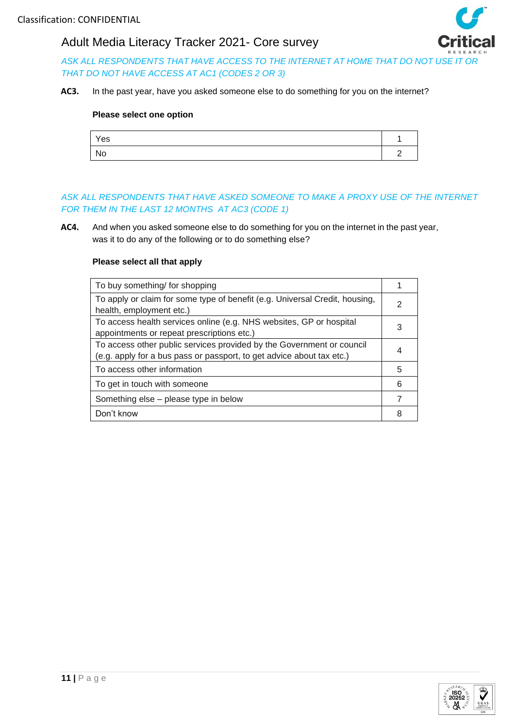*ASK ALL RESPONDENTS THAT HAVE ACCESS TO THE INTERNET AT HOME THAT DO NOT USE IT OR THAT DO NOT HAVE ACCESS AT AC1 (CODES 2 OR 3)*

**AC3.** In the past year, have you asked someone else to do something for you on the internet?

**Please select one option**

| | |
|---|---|
| Yes | 1 |
| No | 2 |

*ASK ALL RESPONDENTS THAT HAVE ASKED SOMEONE TO MAKE A PROXY USE OF THE INTERNET FOR THEM IN THE LAST 12 MONTHS AT AC3 (CODE 1)*

**AC4.** And when you asked someone else to do something for you on the internet in the past year, was it to do any of the following or to do something else?

**Please select all that apply**

| | |
|---|---|
| To buy something/ for shopping | 1 |
| To apply or claim for some type of benefit (e.g. Universal Credit, housing, health, employment etc.) | 2 |
| To access health services online (e.g. NHS websites, GP or hospital appointments or repeat prescriptions etc.) | 3 |
| To access other public services provided by the Government or council (e.g. apply for a bus pass or passport, to get advice about tax etc.) | 4 |
| To access other information | 5 |
| To get in touch with someone | 6 |
| Something else – please type in below | 7 |
| Don't know | 8 |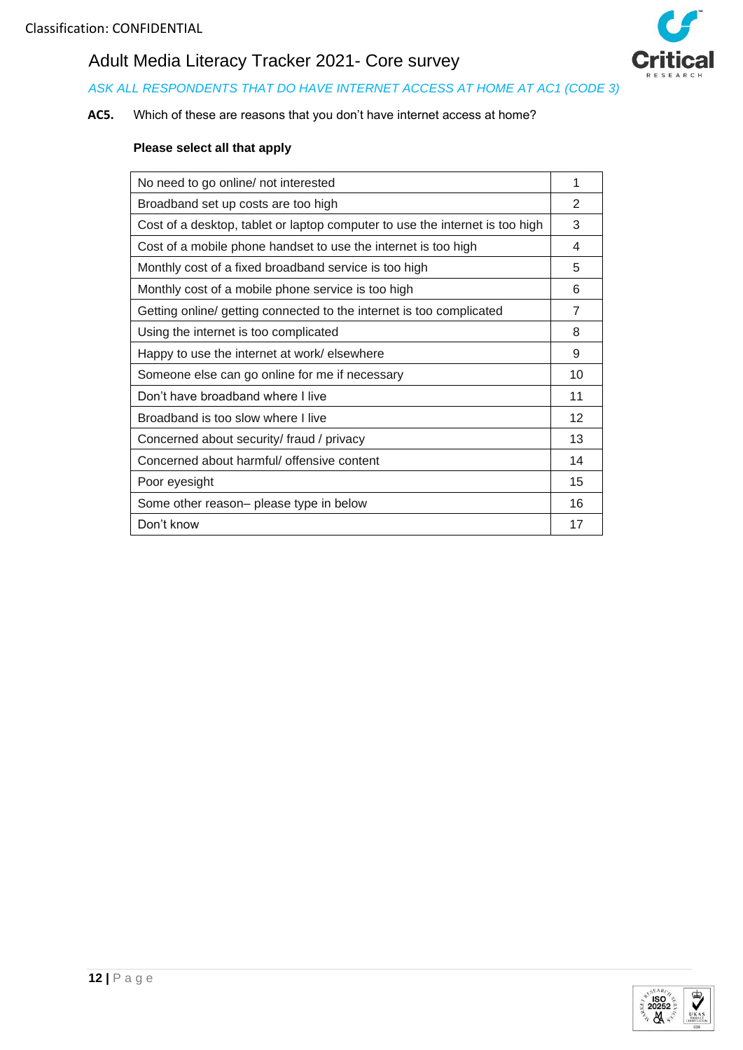*ASK ALL RESPONDENTS THAT DO HAVE INTERNET ACCESS AT HOME AT AC1 (CODE 3)*

**AC5.** Which of these are reasons that you don't have internet access at home?

**Please select all that apply**

| | |
|---|---|
| No need to go online/ not interested | 1 |
| Broadband set up costs are too high | 2 |
| Cost of a desktop, tablet or laptop computer to use the internet is too high | 3 |
| Cost of a mobile phone handset to use the internet is too high | 4 |
| Monthly cost of a fixed broadband service is too high | 5 |
| Monthly cost of a mobile phone service is too high | 6 |
| Getting online/ getting connected to the internet is too complicated | 7 |
| Using the internet is too complicated | 8 |
| Happy to use the internet at work/ elsewhere | 9 |
| Someone else can go online for me if necessary | 10 |
| Don't have broadband where I live | 11 |
| Broadband is too slow where I live | 12 |
| Concerned about security/ fraud / privacy | 13 |
| Concerned about harmful/ offensive content | 14 |
| Poor eyesight | 15 |
| Some other reason– please type in below | 16 |
| Don't know | 17 |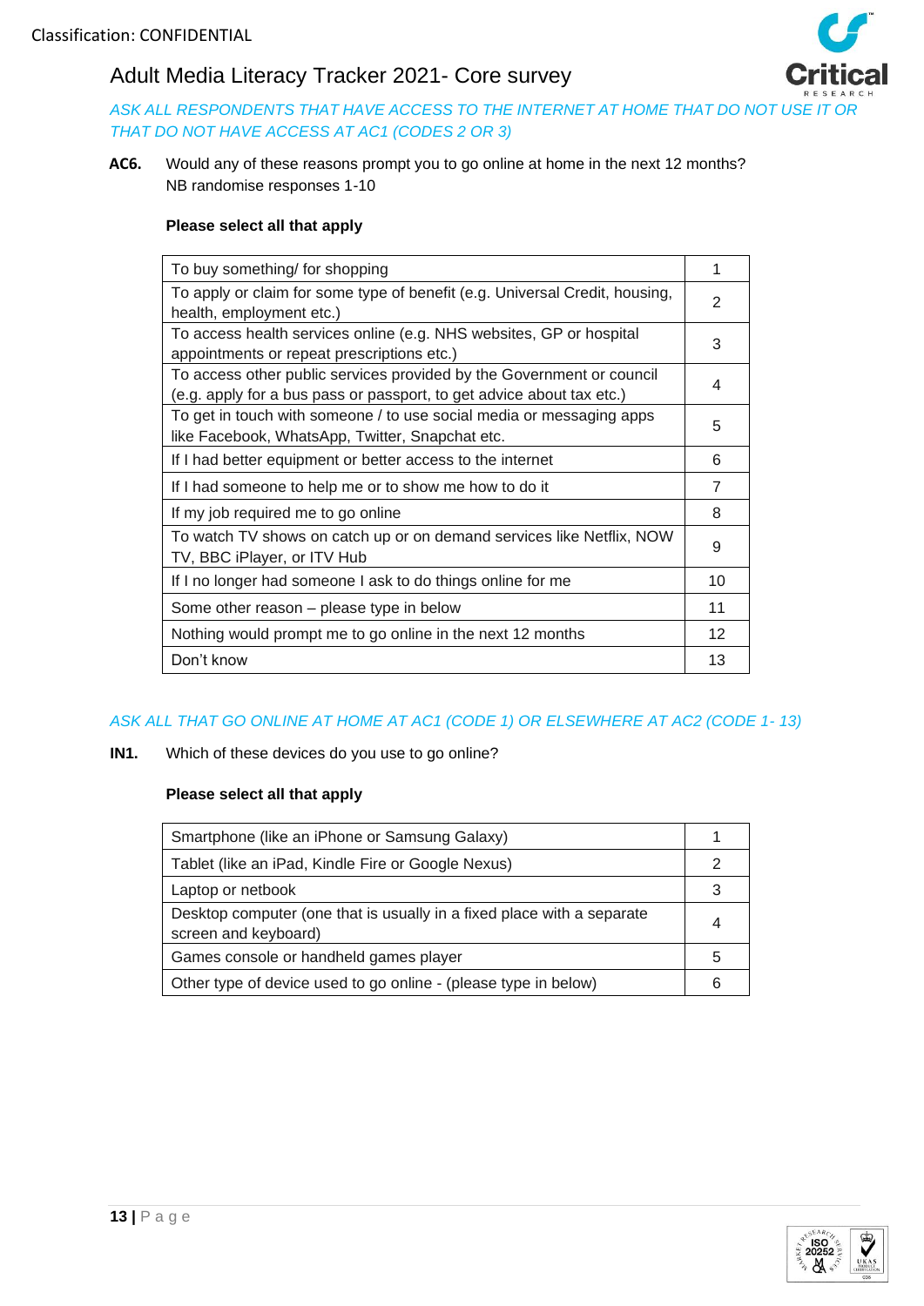*ASK ALL RESPONDENTS THAT HAVE ACCESS TO THE INTERNET AT HOME THAT DO NOT USE IT OR THAT DO NOT HAVE ACCESS AT AC1 (CODES 2 OR 3)*

**AC6.** Would any of these reasons prompt you to go online at home in the next 12 months?
NB randomise responses 1-10

**Please select all that apply**

| | |
|---|---|
| To buy something/ for shopping | 1 |
| To apply or claim for some type of benefit (e.g. Universal Credit, housing, health, employment etc.) | 2 |
| To access health services online (e.g. NHS websites, GP or hospital appointments or repeat prescriptions etc.) | 3 |
| To access other public services provided by the Government or council (e.g. apply for a bus pass or passport, to get advice about tax etc.) | 4 |
| To get in touch with someone / to use social media or messaging apps like Facebook, WhatsApp, Twitter, Snapchat etc. | 5 |
| If I had better equipment or better access to the internet | 6 |
| If I had someone to help me or to show me how to do it | 7 |
| If my job required me to go online | 8 |
| To watch TV shows on catch up or on demand services like Netflix, NOW TV, BBC iPlayer, or ITV Hub | 9 |
| If I no longer had someone I ask to do things online for me | 10 |
| Some other reason – please type in below | 11 |
| Nothing would prompt me to go online in the next 12 months | 12 |
| Don't know | 13 |

*ASK ALL THAT GO ONLINE AT HOME AT AC1 (CODE 1) OR ELSEWHERE AT AC2 (CODE 1- 13)*

**IN1.** Which of these devices do you use to go online?

**Please select all that apply**

| | |
|---|---|
| Smartphone (like an iPhone or Samsung Galaxy) | 1 |
| Tablet (like an iPad, Kindle Fire or Google Nexus) | 2 |
| Laptop or netbook | 3 |
| Desktop computer (one that is usually in a fixed place with a separate screen and keyboard) | 4 |
| Games console or handheld games player | 5 |
| Other type of device used to go online - (please type in below) | 6 |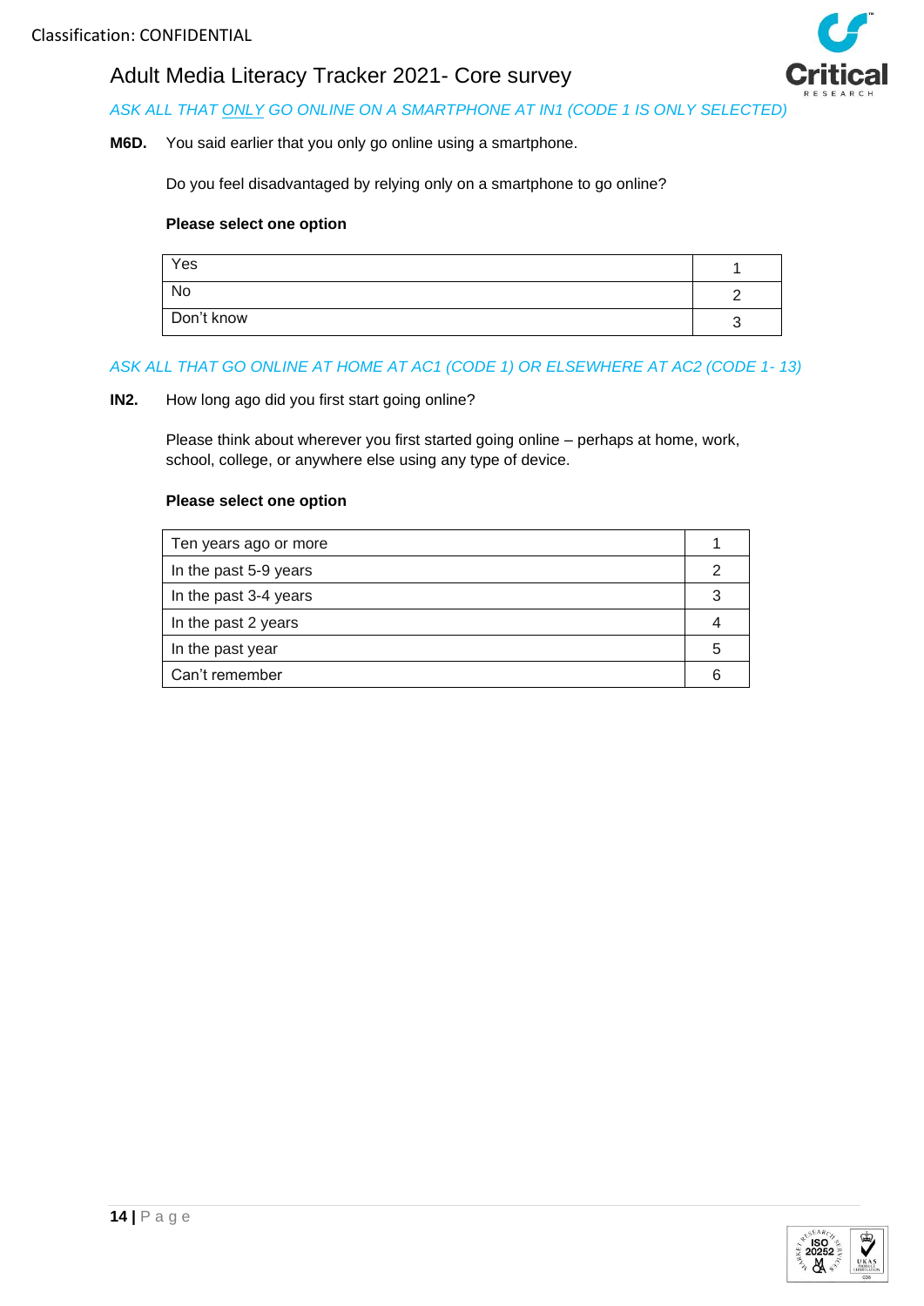*ASK ALL THAT ONLY GO ONLINE ON A SMARTPHONE AT IN1 (CODE 1 IS ONLY SELECTED)*

**M6D.** You said earlier that you only go online using a smartphone.

Do you feel disadvantaged by relying only on a smartphone to go online?

**Please select one option**

| | |
|---|---|
| Yes | 1 |
| No | 2 |
| Don't know | 3 |

*ASK ALL THAT GO ONLINE AT HOME AT AC1 (CODE 1) OR ELSEWHERE AT AC2 (CODE 1- 13)*

**IN2.** How long ago did you first start going online?

Please think about wherever you first started going online – perhaps at home, work, school, college, or anywhere else using any type of device.

**Please select one option**

| | |
|---|---|
| Ten years ago or more | 1 |
| In the past 5-9 years | 2 |
| In the past 3-4 years | 3 |
| In the past 2 years | 4 |
| In the past year | 5 |
| Can't remember | 6 |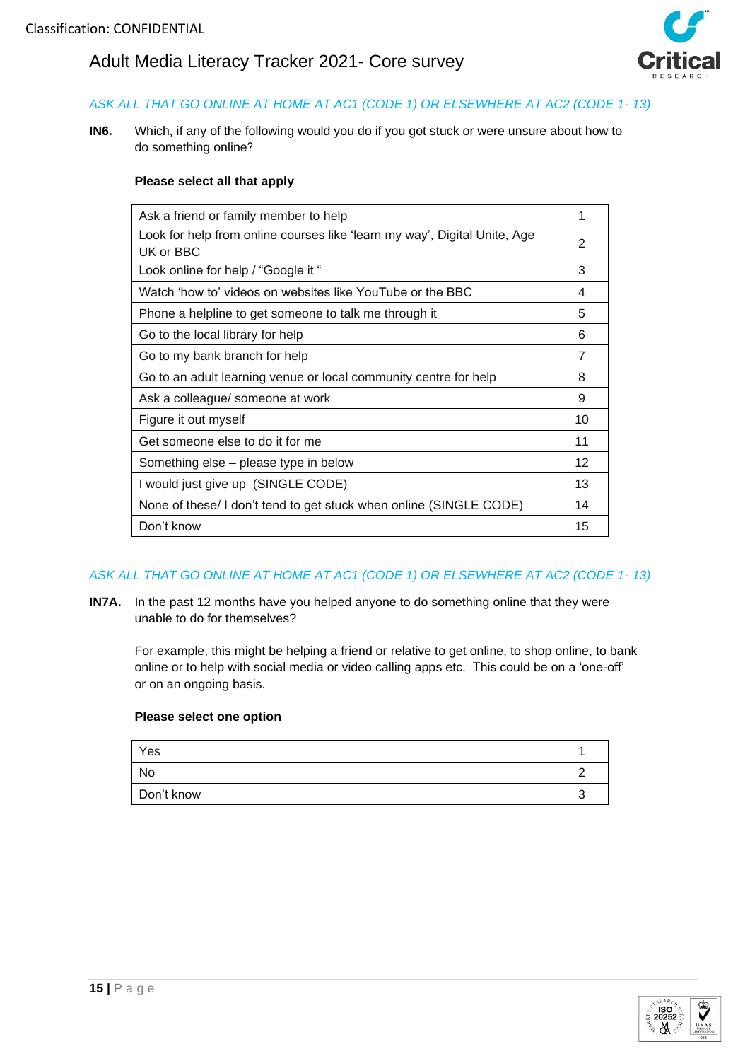*ASK ALL THAT GO ONLINE AT HOME AT AC1 (CODE 1) OR ELSEWHERE AT AC2 (CODE 1- 13)*

**IN6.** Which, if any of the following would you do if you got stuck or were unsure about how to do something online?

**Please select all that apply**

| | |
|---|---|
| Ask a friend or family member to help | 1 |
| Look for help from online courses like 'learn my way', Digital Unite, Age UK or BBC | 2 |
| Look online for help / "Google it " | 3 |
| Watch 'how to' videos on websites like YouTube or the BBC | 4 |
| Phone a helpline to get someone to talk me through it | 5 |
| Go to the local library for help | 6 |
| Go to my bank branch for help | 7 |
| Go to an adult learning venue or local community centre for help | 8 |
| Ask a colleague/ someone at work | 9 |
| Figure it out myself | 10 |
| Get someone else to do it for me | 11 |
| Something else – please type in below | 12 |
| I would just give up (SINGLE CODE) | 13 |
| None of these/ I don't tend to get stuck when online (SINGLE CODE) | 14 |
| Don't know | 15 |

*ASK ALL THAT GO ONLINE AT HOME AT AC1 (CODE 1) OR ELSEWHERE AT AC2 (CODE 1- 13)*

**IN7A.** In the past 12 months have you helped anyone to do something online that they were unable to do for themselves?

For example, this might be helping a friend or relative to get online, to shop online, to bank online or to help with social media or video calling apps etc. This could be on a 'one-off' or on an ongoing basis.

**Please select one option**

| | |
|---|---|
| Yes | 1 |
| No | 2 |
| Don't know | 3 |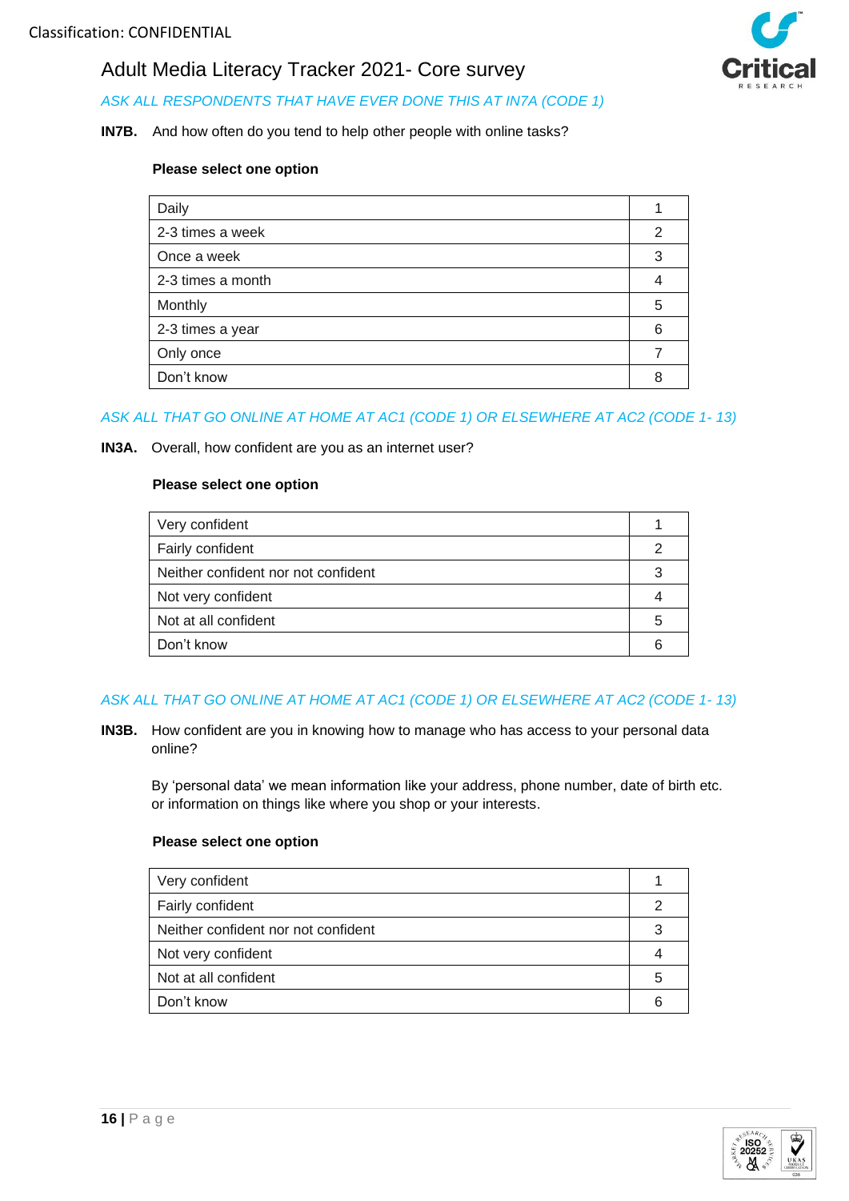Classification: CONFIDENTIAL

# Adult Media Literacy Tracker 2021- Core survey

*ASK ALL RESPONDENTS THAT HAVE EVER DONE THIS AT IN7A (CODE 1)*

**IN7B.** And how often do you tend to help other people with online tasks?

**Please select one option**

| | |
|---|---|
| Daily | 1 |
| 2-3 times a week | 2 |
| Once a week | 3 |
| 2-3 times a month | 4 |
| Monthly | 5 |
| 2-3 times a year | 6 |
| Only once | 7 |
| Don't know | 8 |

*ASK ALL THAT GO ONLINE AT HOME AT AC1 (CODE 1) OR ELSEWHERE AT AC2 (CODE 1- 13)*

**IN3A.** Overall, how confident are you as an internet user?

**Please select one option**

| | |
|---|---|
| Very confident | 1 |
| Fairly confident | 2 |
| Neither confident nor not confident | 3 |
| Not very confident | 4 |
| Not at all confident | 5 |
| Don't know | 6 |

*ASK ALL THAT GO ONLINE AT HOME AT AC1 (CODE 1) OR ELSEWHERE AT AC2 (CODE 1- 13)*

**IN3B.** How confident are you in knowing how to manage who has access to your personal data online?

By 'personal data' we mean information like your address, phone number, date of birth etc. or information on things like where you shop or your interests.

**Please select one option**

| | |
|---|---|
| Very confident | 1 |
| Fairly confident | 2 |
| Neither confident nor not confident | 3 |
| Not very confident | 4 |
| Not at all confident | 5 |
| Don't know | 6 |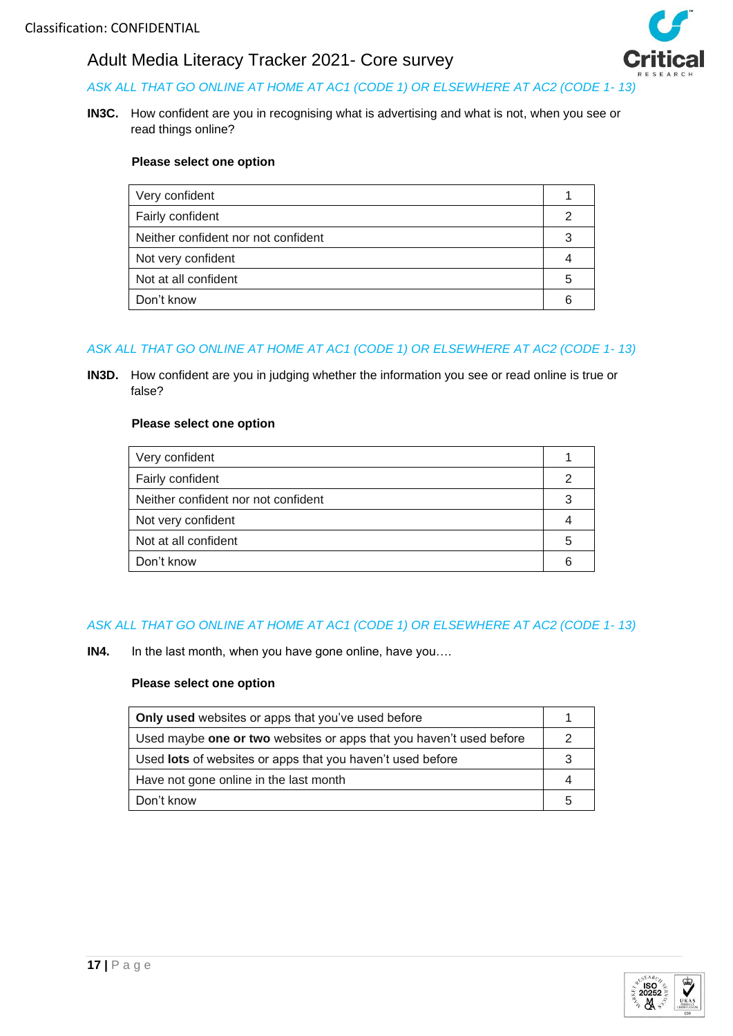*ASK ALL THAT GO ONLINE AT HOME AT AC1 (CODE 1) OR ELSEWHERE AT AC2 (CODE 1- 13)*

**IN3C.** How confident are you in recognising what is advertising and what is not, when you see or read things online?

**Please select one option**

| | |
|---|---|
| Very confident | 1 |
| Fairly confident | 2 |
| Neither confident nor not confident | 3 |
| Not very confident | 4 |
| Not at all confident | 5 |
| Don't know | 6 |

*ASK ALL THAT GO ONLINE AT HOME AT AC1 (CODE 1) OR ELSEWHERE AT AC2 (CODE 1- 13)*

**IN3D.** How confident are you in judging whether the information you see or read online is true or false?

**Please select one option**

| | |
|---|---|
| Very confident | 1 |
| Fairly confident | 2 |
| Neither confident nor not confident | 3 |
| Not very confident | 4 |
| Not at all confident | 5 |
| Don't know | 6 |

*ASK ALL THAT GO ONLINE AT HOME AT AC1 (CODE 1) OR ELSEWHERE AT AC2 (CODE 1- 13)*

**IN4.** In the last month, when you have gone online, have you….

**Please select one option**

| | |
|---|---|
| **Only used** websites or apps that you've used before | 1 |
| Used maybe **one or two** websites or apps that you haven't used before | 2 |
| Used **lots** of websites or apps that you haven't used before | 3 |
| Have not gone online in the last month | 4 |
| Don't know | 5 |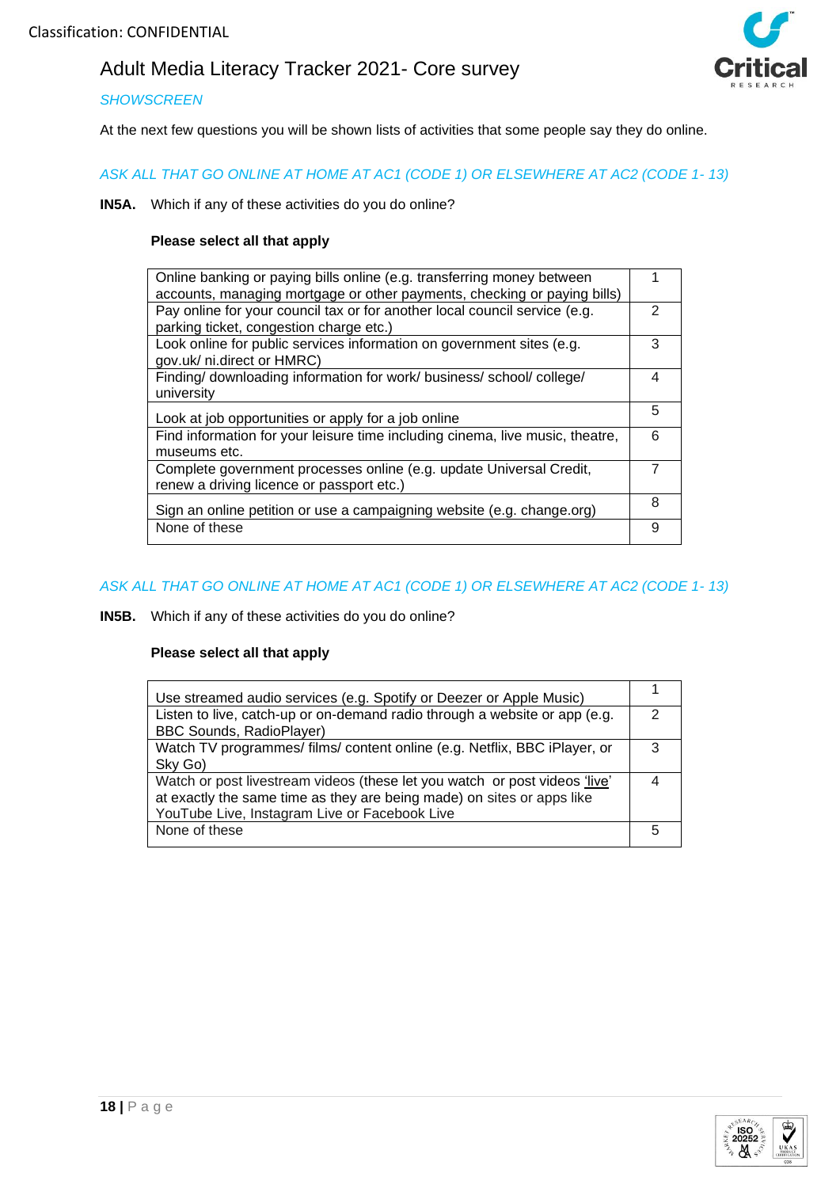Classification: CONFIDENTIAL

# Adult Media Literacy Tracker 2021- Core survey

*SHOWSCREEN*

At the next few questions you will be shown lists of activities that some people say they do online.

*ASK ALL THAT GO ONLINE AT HOME AT AC1 (CODE 1) OR ELSEWHERE AT AC2 (CODE 1- 13)*

**IN5A.** Which if any of these activities do you do online?

**Please select all that apply**

| Activity | Code |
|---|---|
| Online banking or paying bills online (e.g. transferring money between accounts, managing mortgage or other payments, checking or paying bills) | 1 |
| Pay online for your council tax or for another local council service (e.g. parking ticket, congestion charge etc.) | 2 |
| Look online for public services information on government sites (e.g. gov.uk/ ni.direct or HMRC) | 3 |
| Finding/ downloading information for work/ business/ school/ college/ university | 4 |
| Look at job opportunities or apply for a job online | 5 |
| Find information for your leisure time including cinema, live music, theatre, museums etc. | 6 |
| Complete government processes online (e.g. update Universal Credit, renew a driving licence or passport etc.) | 7 |
| Sign an online petition or use a campaigning website (e.g. change.org) | 8 |
| None of these | 9 |

*ASK ALL THAT GO ONLINE AT HOME AT AC1 (CODE 1) OR ELSEWHERE AT AC2 (CODE 1- 13)*

**IN5B.** Which if any of these activities do you do online?

**Please select all that apply**

| Activity | Code |
|---|---|
| Use streamed audio services (e.g. Spotify or Deezer or Apple Music) | 1 |
| Listen to live, catch-up or on-demand radio through a website or app (e.g. BBC Sounds, RadioPlayer) | 2 |
| Watch TV programmes/ films/ content online (e.g. Netflix, BBC iPlayer, or Sky Go) | 3 |
| Watch or post livestream videos (these let you watch or post videos 'live' at exactly the same time as they are being made) on sites or apps like YouTube Live, Instagram Live or Facebook Live | 4 |
| None of these | 5 |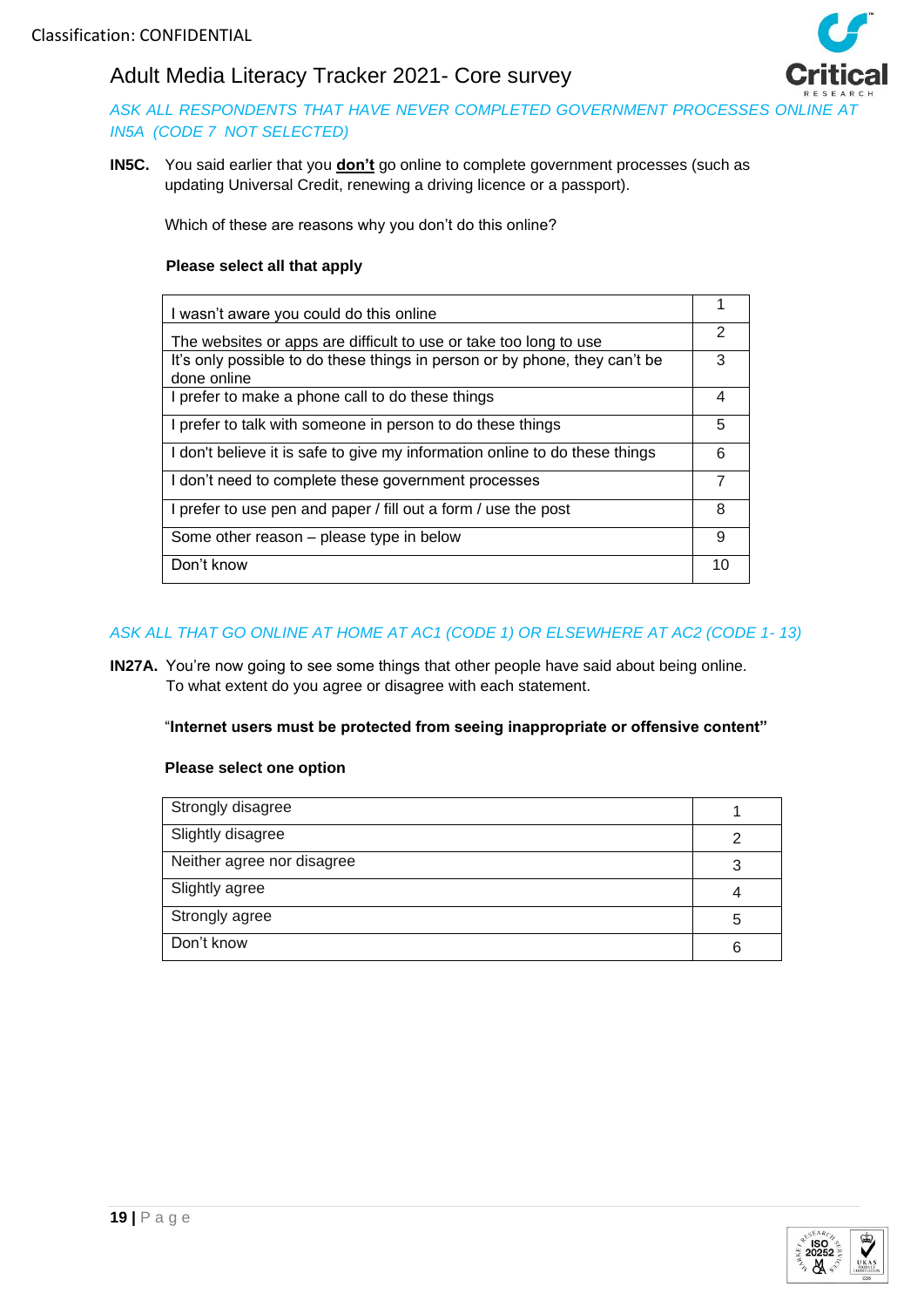*ASK ALL RESPONDENTS THAT HAVE NEVER COMPLETED GOVERNMENT PROCESSES ONLINE AT IN5A (CODE 7 NOT SELECTED)*

**IN5C.** You said earlier that you **don't** go online to complete government processes (such as updating Universal Credit, renewing a driving licence or a passport).

Which of these are reasons why you don't do this online?

**Please select all that apply**

| | |
|---|---|
| I wasn't aware you could do this online | 1 |
| The websites or apps are difficult to use or take too long to use | 2 |
| It's only possible to do these things in person or by phone, they can't be done online | 3 |
| I prefer to make a phone call to do these things | 4 |
| I prefer to talk with someone in person to do these things | 5 |
| I don't believe it is safe to give my information online to do these things | 6 |
| I don't need to complete these government processes | 7 |
| I prefer to use pen and paper / fill out a form / use the post | 8 |
| Some other reason – please type in below | 9 |
| Don't know | 10 |

*ASK ALL THAT GO ONLINE AT HOME AT AC1 (CODE 1) OR ELSEWHERE AT AC2 (CODE 1- 13)*

**IN27A.** You're now going to see some things that other people have said about being online. To what extent do you agree or disagree with each statement.

"**Internet users must be protected from seeing inappropriate or offensive content"**

**Please select one option**

| | |
|---|---|
| Strongly disagree | 1 |
| Slightly disagree | 2 |
| Neither agree nor disagree | 3 |
| Slightly agree | 4 |
| Strongly agree | 5 |
| Don't know | 6 |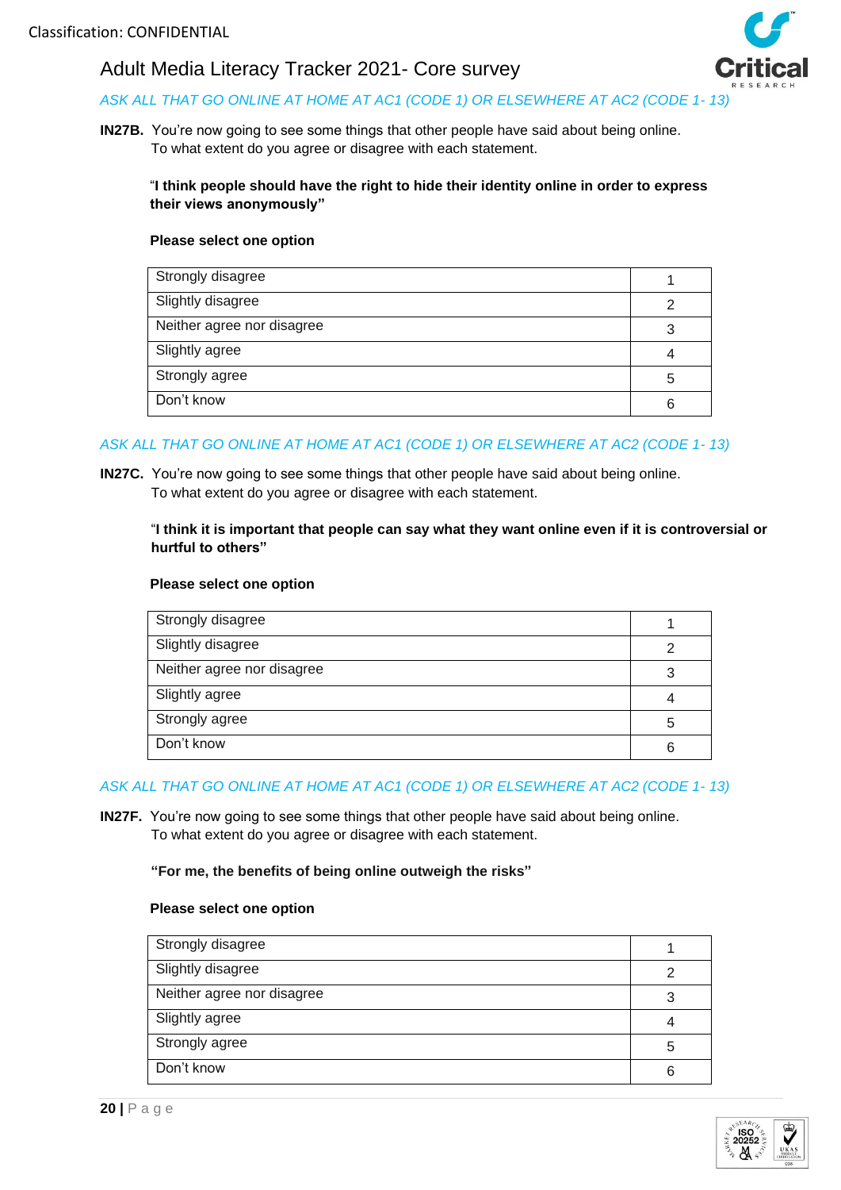*ASK ALL THAT GO ONLINE AT HOME AT AC1 (CODE 1) OR ELSEWHERE AT AC2 (CODE 1- 13)*

**IN27B.** You're now going to see some things that other people have said about being online. To what extent do you agree or disagree with each statement.

"**I think people should have the right to hide their identity online in order to express their views anonymously"**

**Please select one option**

| | |
|---|---|
| Strongly disagree | 1 |
| Slightly disagree | 2 |
| Neither agree nor disagree | 3 |
| Slightly agree | 4 |
| Strongly agree | 5 |
| Don't know | 6 |

*ASK ALL THAT GO ONLINE AT HOME AT AC1 (CODE 1) OR ELSEWHERE AT AC2 (CODE 1- 13)*

**IN27C.** You're now going to see some things that other people have said about being online. To what extent do you agree or disagree with each statement.

"**I think it is important that people can say what they want online even if it is controversial or hurtful to others"**

**Please select one option**

| | |
|---|---|
| Strongly disagree | 1 |
| Slightly disagree | 2 |
| Neither agree nor disagree | 3 |
| Slightly agree | 4 |
| Strongly agree | 5 |
| Don't know | 6 |

*ASK ALL THAT GO ONLINE AT HOME AT AC1 (CODE 1) OR ELSEWHERE AT AC2 (CODE 1- 13)*

**IN27F.** You're now going to see some things that other people have said about being online. To what extent do you agree or disagree with each statement.

**"For me, the benefits of being online outweigh the risks"**

**Please select one option**

| | |
|---|---|
| Strongly disagree | 1 |
| Slightly disagree | 2 |
| Neither agree nor disagree | 3 |
| Slightly agree | 4 |
| Strongly agree | 5 |
| Don't know | 6 |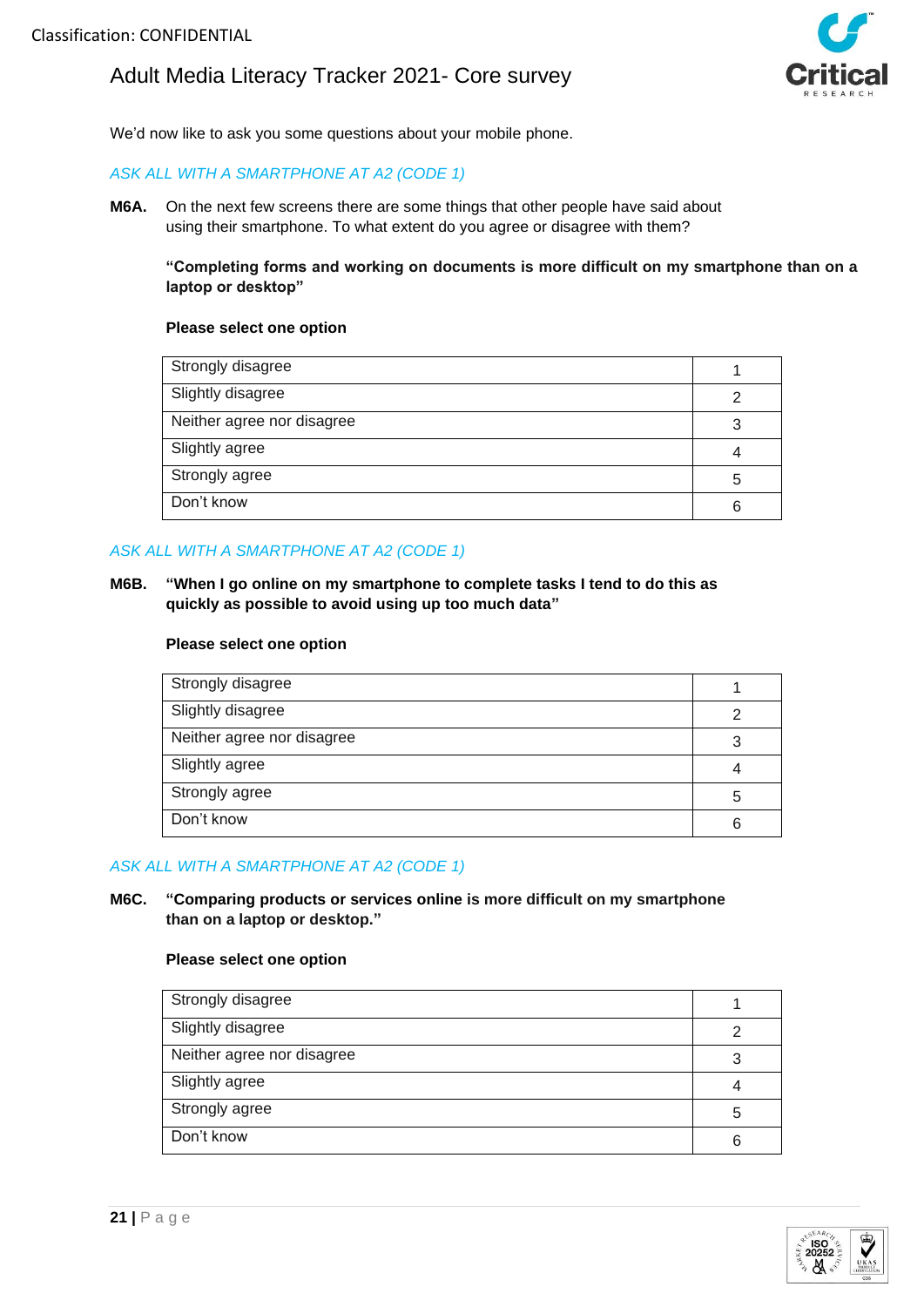We'd now like to ask you some questions about your mobile phone.

*ASK ALL WITH A SMARTPHONE AT A2 (CODE 1)*

**M6A.** On the next few screens there are some things that other people have said about using their smartphone. To what extent do you agree or disagree with them?

**"Completing forms and working on documents is more difficult on my smartphone than on a laptop or desktop"**

**Please select one option**

| | |
|---|---|
| Strongly disagree | 1 |
| Slightly disagree | 2 |
| Neither agree nor disagree | 3 |
| Slightly agree | 4 |
| Strongly agree | 5 |
| Don't know | 6 |

*ASK ALL WITH A SMARTPHONE AT A2 (CODE 1)*

**M6B. "When I go online on my smartphone to complete tasks I tend to do this as quickly as possible to avoid using up too much data"**

**Please select one option**

| | |
|---|---|
| Strongly disagree | 1 |
| Slightly disagree | 2 |
| Neither agree nor disagree | 3 |
| Slightly agree | 4 |
| Strongly agree | 5 |
| Don't know | 6 |

*ASK ALL WITH A SMARTPHONE AT A2 (CODE 1)*

**M6C. "Comparing products or services online is more difficult on my smartphone than on a laptop or desktop."**

**Please select one option**

| | |
|---|---|
| Strongly disagree | 1 |
| Slightly disagree | 2 |
| Neither agree nor disagree | 3 |
| Slightly agree | 4 |
| Strongly agree | 5 |
| Don't know | 6 |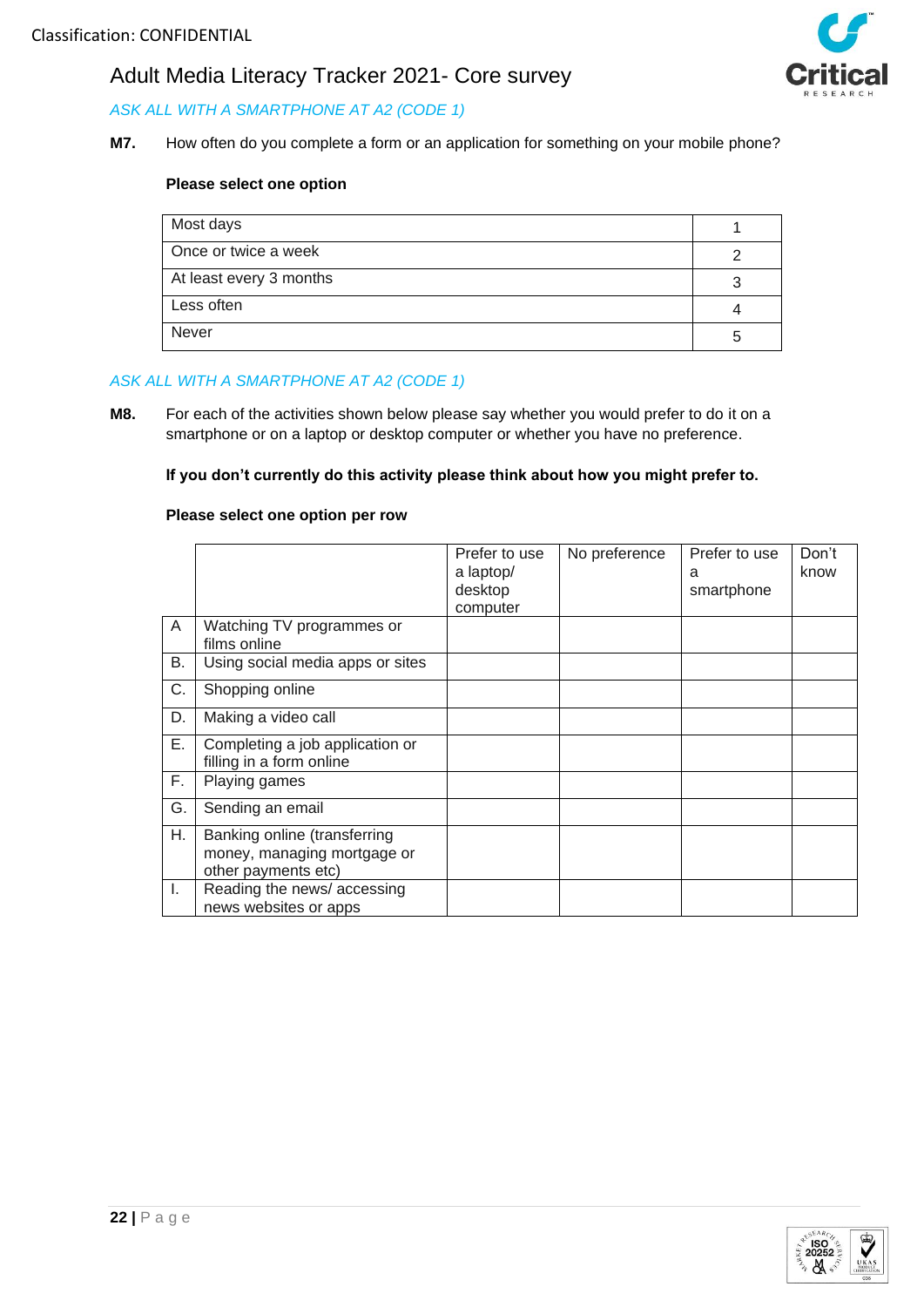*ASK ALL WITH A SMARTPHONE AT A2 (CODE 1)*

**M7.** How often do you complete a form or an application for something on your mobile phone?

**Please select one option**

| | |
|---|---|
| Most days | 1 |
| Once or twice a week | 2 |
| At least every 3 months | 3 |
| Less often | 4 |
| Never | 5 |

*ASK ALL WITH A SMARTPHONE AT A2 (CODE 1)*

**M8.** For each of the activities shown below please say whether you would prefer to do it on a smartphone or on a laptop or desktop computer or whether you have no preference.

**If you don't currently do this activity please think about how you might prefer to.**

**Please select one option per row**

| | | Prefer to use a laptop/ desktop computer | No preference | Prefer to use a smartphone | Don't know |
|---|---|---|---|---|---|
| A | Watching TV programmes or films online | | | | |
| B. | Using social media apps or sites | | | | |
| C. | Shopping online | | | | |
| D. | Making a video call | | | | |
| E. | Completing a job application or filling in a form online | | | | |
| F. | Playing games | | | | |
| G. | Sending an email | | | | |
| H. | Banking online (transferring money, managing mortgage or other payments etc) | | | | |
| I. | Reading the news/ accessing news websites or apps | | | | |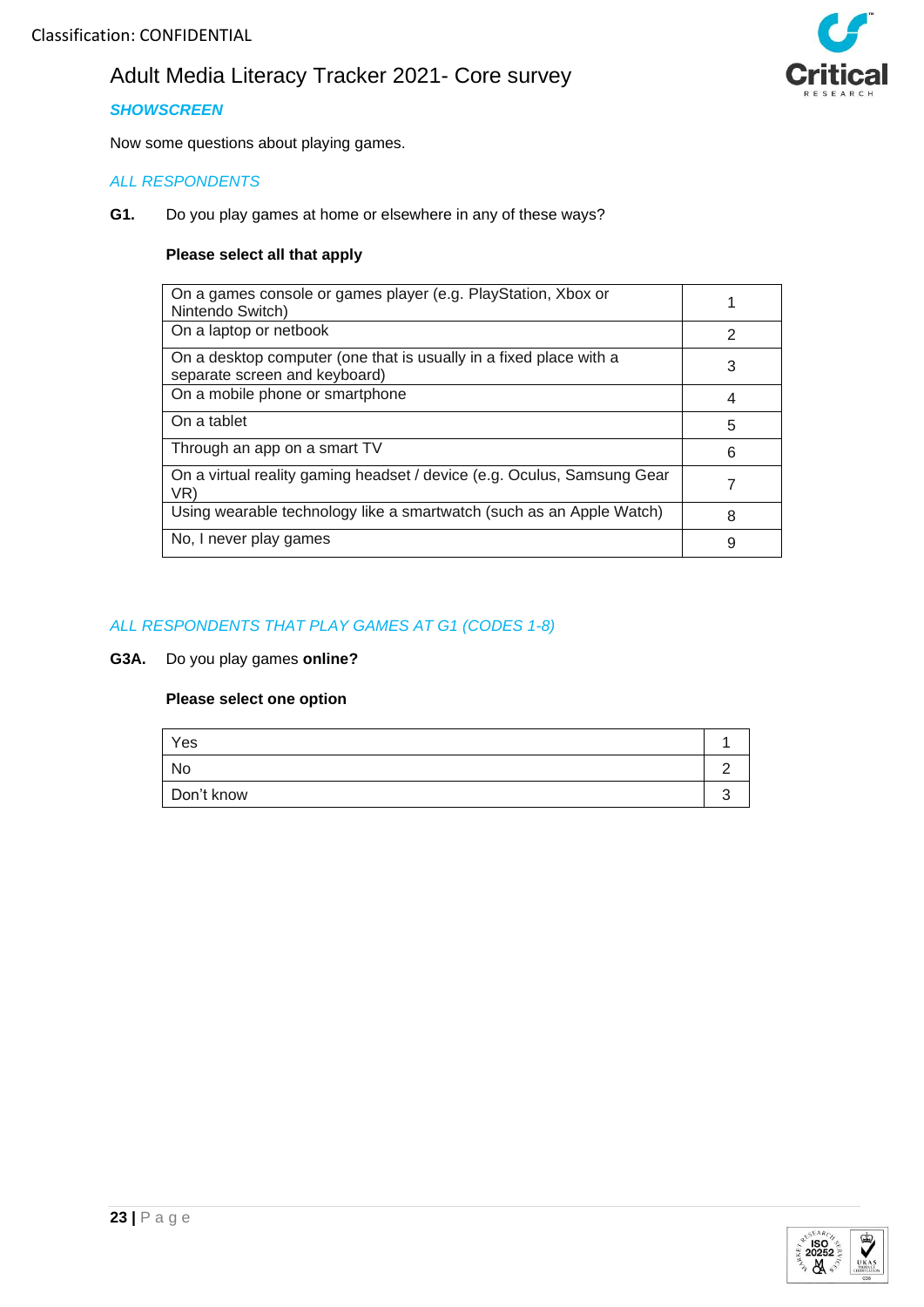*SHOWSCREEN*

Now some questions about playing games.

*ALL RESPONDENTS*

**G1.** Do you play games at home or elsewhere in any of these ways?

**Please select all that apply**

| | |
|---|---|
| On a games console or games player (e.g. PlayStation, Xbox or Nintendo Switch) | 1 |
| On a laptop or netbook | 2 |
| On a desktop computer (one that is usually in a fixed place with a separate screen and keyboard) | 3 |
| On a mobile phone or smartphone | 4 |
| On a tablet | 5 |
| Through an app on a smart TV | 6 |
| On a virtual reality gaming headset / device (e.g. Oculus, Samsung Gear VR) | 7 |
| Using wearable technology like a smartwatch (such as an Apple Watch) | 8 |
| No, I never play games | 9 |

*ALL RESPONDENTS THAT PLAY GAMES AT G1 (CODES 1-8)*

**G3A.** Do you play games **online?**

**Please select one option**

| | |
|---|---|
| Yes | 1 |
| No | 2 |
| Don't know | 3 |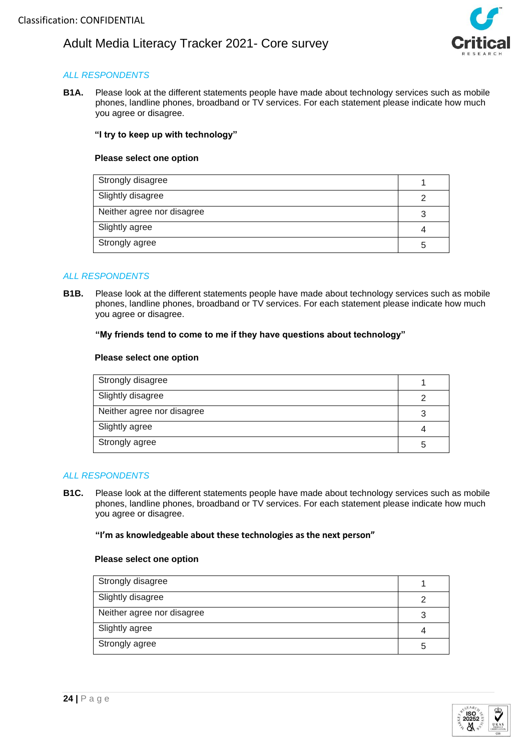*ALL RESPONDENTS*

**B1A.** Please look at the different statements people have made about technology services such as mobile phones, landline phones, broadband or TV services. For each statement please indicate how much you agree or disagree.

**"I try to keep up with technology"**

**Please select one option**

| | |
|---|---|
| Strongly disagree | 1 |
| Slightly disagree | 2 |
| Neither agree nor disagree | 3 |
| Slightly agree | 4 |
| Strongly agree | 5 |

*ALL RESPONDENTS*

**B1B.** Please look at the different statements people have made about technology services such as mobile phones, landline phones, broadband or TV services. For each statement please indicate how much you agree or disagree.

**"My friends tend to come to me if they have questions about technology"**

**Please select one option**

| | |
|---|---|
| Strongly disagree | 1 |
| Slightly disagree | 2 |
| Neither agree nor disagree | 3 |
| Slightly agree | 4 |
| Strongly agree | 5 |

*ALL RESPONDENTS*

**B1C.** Please look at the different statements people have made about technology services such as mobile phones, landline phones, broadband or TV services. For each statement please indicate how much you agree or disagree.

**"I'm as knowledgeable about these technologies as the next person"**

**Please select one option**

| | |
|---|---|
| Strongly disagree | 1 |
| Slightly disagree | 2 |
| Neither agree nor disagree | 3 |
| Slightly agree | 4 |
| Strongly agree | 5 |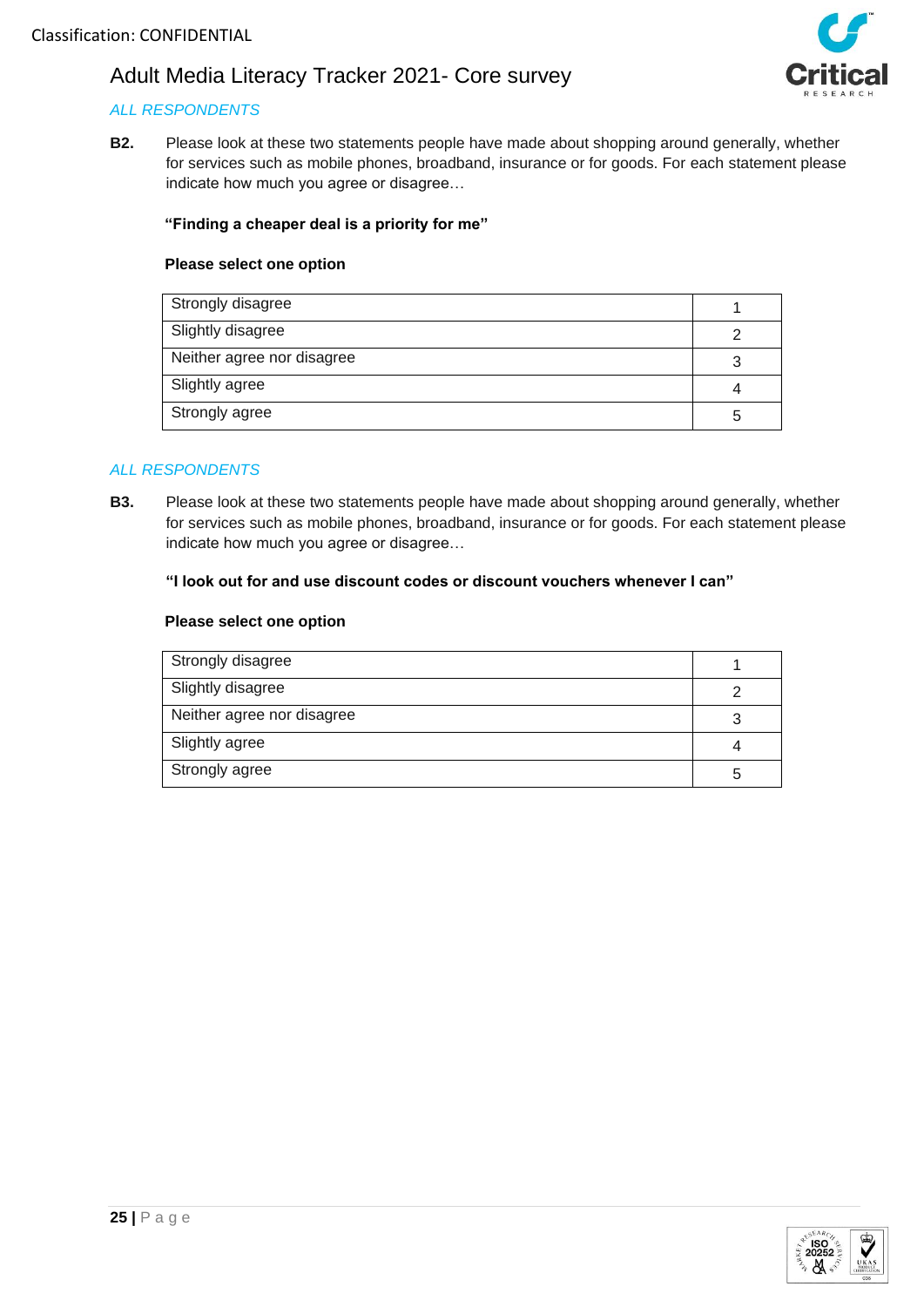*ALL RESPONDENTS*

**B2.** Please look at these two statements people have made about shopping around generally, whether for services such as mobile phones, broadband, insurance or for goods. For each statement please indicate how much you agree or disagree…

**"Finding a cheaper deal is a priority for me"**

**Please select one option**

| | |
|---|---|
| Strongly disagree | 1 |
| Slightly disagree | 2 |
| Neither agree nor disagree | 3 |
| Slightly agree | 4 |
| Strongly agree | 5 |

*ALL RESPONDENTS*

**B3.** Please look at these two statements people have made about shopping around generally, whether for services such as mobile phones, broadband, insurance or for goods. For each statement please indicate how much you agree or disagree…

**"I look out for and use discount codes or discount vouchers whenever I can"**

**Please select one option**

| | |
|---|---|
| Strongly disagree | 1 |
| Slightly disagree | 2 |
| Neither agree nor disagree | 3 |
| Slightly agree | 4 |
| Strongly agree | 5 |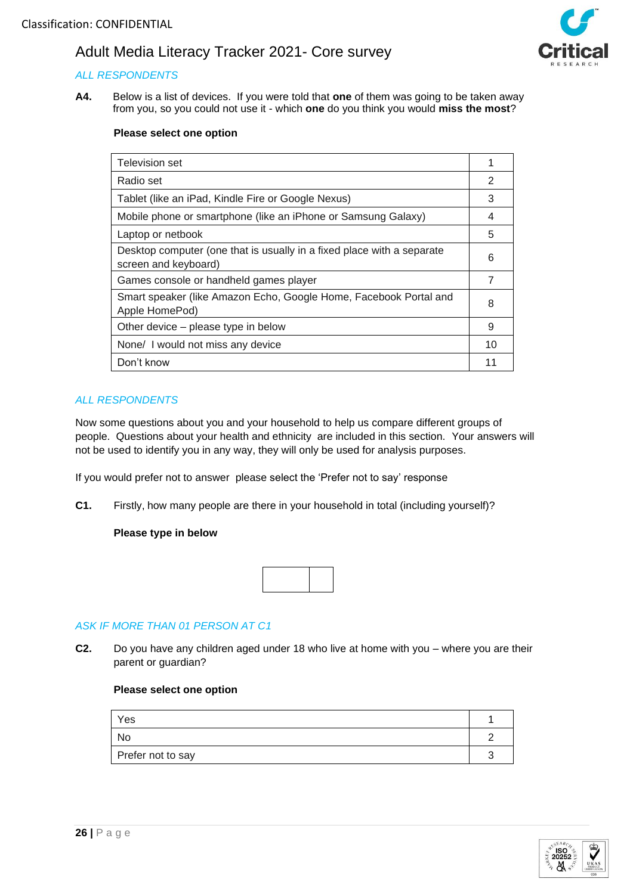Classification: CONFIDENTIAL

# Adult Media Literacy Tracker 2021- Core survey

*ALL RESPONDENTS*

**A4.** Below is a list of devices. If you were told that **one** of them was going to be taken away from you, so you could not use it - which **one** do you think you would **miss the most**?

**Please select one option**

| | |
|---|---|
| Television set | 1 |
| Radio set | 2 |
| Tablet (like an iPad, Kindle Fire or Google Nexus) | 3 |
| Mobile phone or smartphone (like an iPhone or Samsung Galaxy) | 4 |
| Laptop or netbook | 5 |
| Desktop computer (one that is usually in a fixed place with a separate screen and keyboard) | 6 |
| Games console or handheld games player | 7 |
| Smart speaker (like Amazon Echo, Google Home, Facebook Portal and Apple HomePod) | 8 |
| Other device – please type in below | 9 |
| None/ I would not miss any device | 10 |
| Don't know | 11 |

*ALL RESPONDENTS*

Now some questions about you and your household to help us compare different groups of people. Questions about your health and ethnicity are included in this section. Your answers will not be used to identify you in any way, they will only be used for analysis purposes.

If you would prefer not to answer please select the 'Prefer not to say' response

**C1.** Firstly, how many people are there in your household in total (including yourself)?

**Please type in below**

| | |
|---|---|
| | |

*ASK IF MORE THAN 01 PERSON AT C1*

**C2.** Do you have any children aged under 18 who live at home with you – where you are their parent or guardian?

**Please select one option**

| | |
|---|---|
| Yes | 1 |
| No | 2 |
| Prefer not to say | 3 |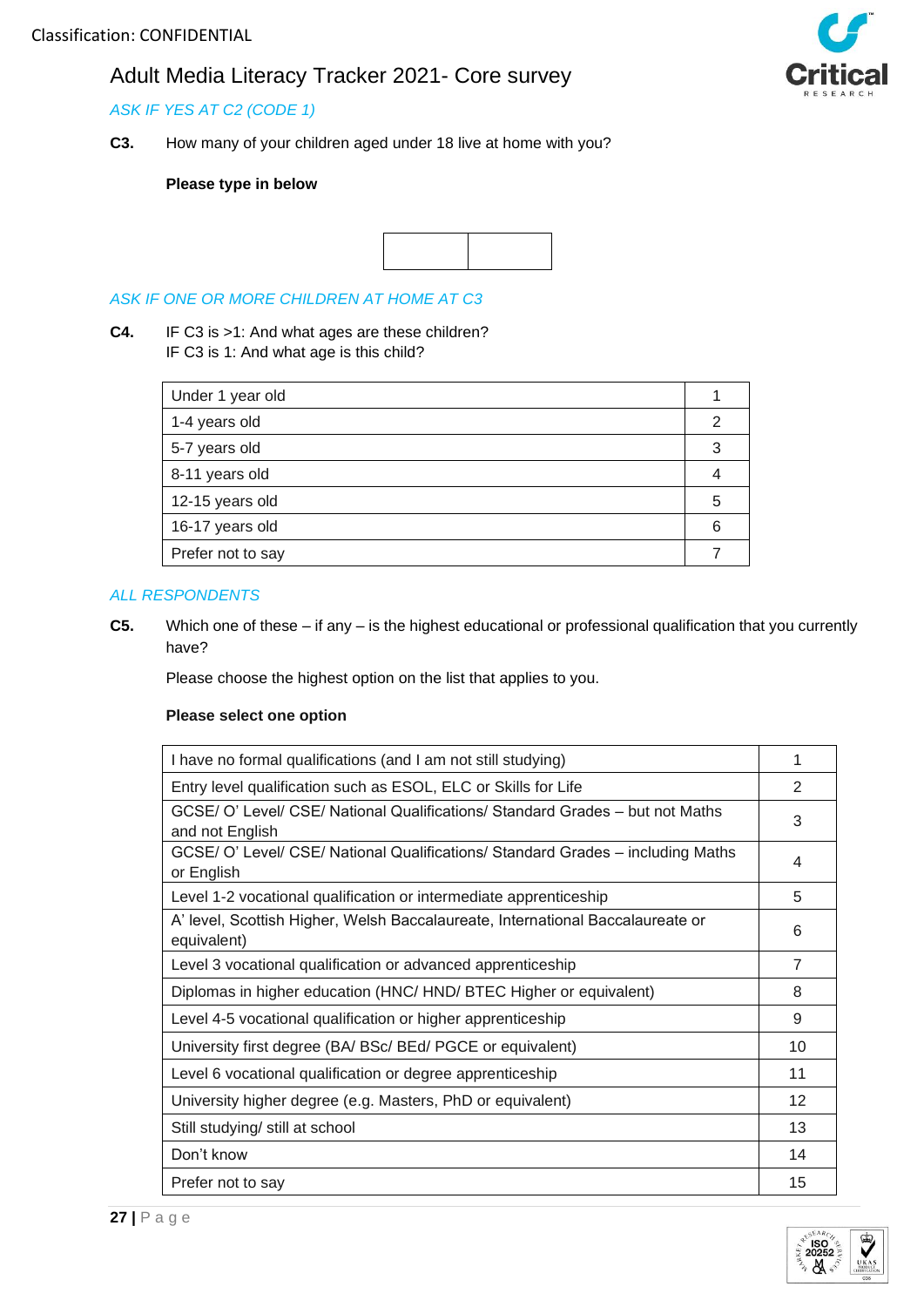Classification: CONFIDENTIAL

Adult Media Literacy Tracker 2021- Core survey

*ASK IF YES AT C2 (CODE 1)*

**C3.** How many of your children aged under 18 live at home with you?

**Please type in below**

| | |
|---|---|
| | |

*ASK IF ONE OR MORE CHILDREN AT HOME AT C3*

**C4.** IF C3 is >1: And what ages are these children?
IF C3 is 1: And what age is this child?

| | |
|---|---|
| Under 1 year old | 1 |
| 1-4 years old | 2 |
| 5-7 years old | 3 |
| 8-11 years old | 4 |
| 12-15 years old | 5 |
| 16-17 years old | 6 |
| Prefer not to say | 7 |

*ALL RESPONDENTS*

**C5.** Which one of these – if any – is the highest educational or professional qualification that you currently have?

Please choose the highest option on the list that applies to you.

**Please select one option**

| | |
|---|---|
| I have no formal qualifications (and I am not still studying) | 1 |
| Entry level qualification such as ESOL, ELC or Skills for Life | 2 |
| GCSE/ O' Level/ CSE/ National Qualifications/ Standard Grades – but not Maths and not English | 3 |
| GCSE/ O' Level/ CSE/ National Qualifications/ Standard Grades – including Maths or English | 4 |
| Level 1-2 vocational qualification or intermediate apprenticeship | 5 |
| A' level, Scottish Higher, Welsh Baccalaureate, International Baccalaureate or equivalent) | 6 |
| Level 3 vocational qualification or advanced apprenticeship | 7 |
| Diplomas in higher education (HNC/ HND/ BTEC Higher or equivalent) | 8 |
| Level 4-5 vocational qualification or higher apprenticeship | 9 |
| University first degree (BA/ BSc/ BEd/ PGCE or equivalent) | 10 |
| Level 6 vocational qualification or degree apprenticeship | 11 |
| University higher degree (e.g. Masters, PhD or equivalent) | 12 |
| Still studying/ still at school | 13 |
| Don't know | 14 |
| Prefer not to say | 15 |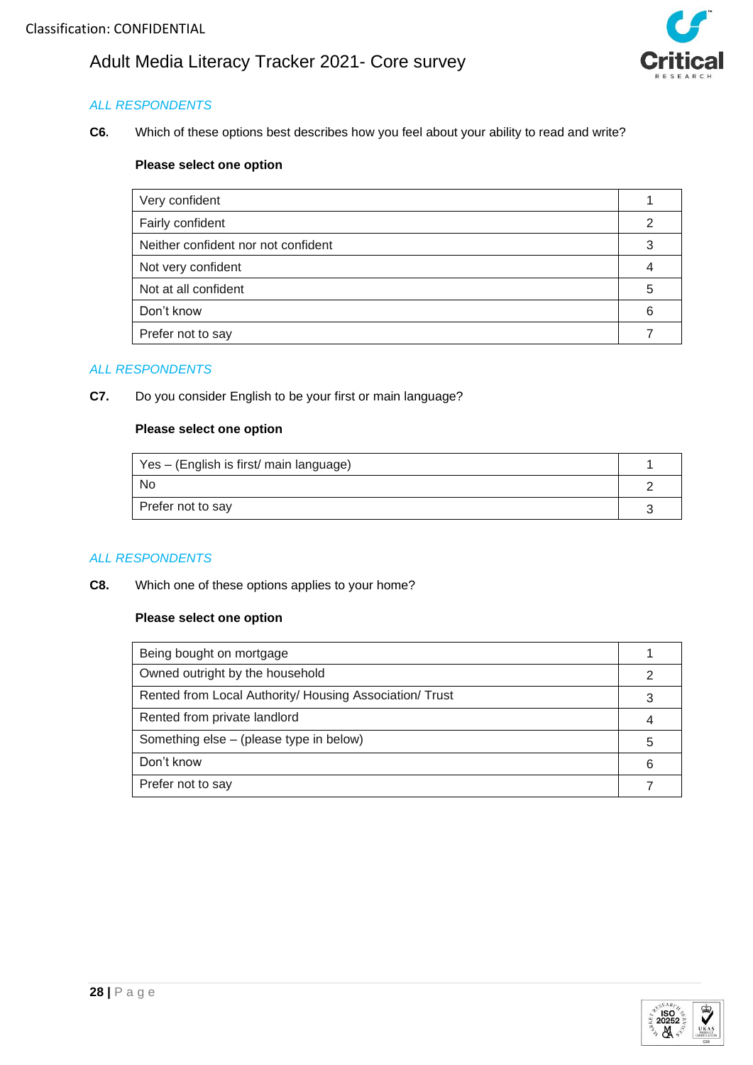*ALL RESPONDENTS*

**C6.** Which of these options best describes how you feel about your ability to read and write?

**Please select one option**

| | |
|---|---|
| Very confident | 1 |
| Fairly confident | 2 |
| Neither confident nor not confident | 3 |
| Not very confident | 4 |
| Not at all confident | 5 |
| Don't know | 6 |
| Prefer not to say | 7 |

*ALL RESPONDENTS*

**C7.** Do you consider English to be your first or main language?

**Please select one option**

| | |
|---|---|
| Yes – (English is first/ main language) | 1 |
| No | 2 |
| Prefer not to say | 3 |

*ALL RESPONDENTS*

**C8.** Which one of these options applies to your home?

**Please select one option**

| | |
|---|---|
| Being bought on mortgage | 1 |
| Owned outright by the household | 2 |
| Rented from Local Authority/ Housing Association/ Trust | 3 |
| Rented from private landlord | 4 |
| Something else – (please type in below) | 5 |
| Don't know | 6 |
| Prefer not to say | 7 |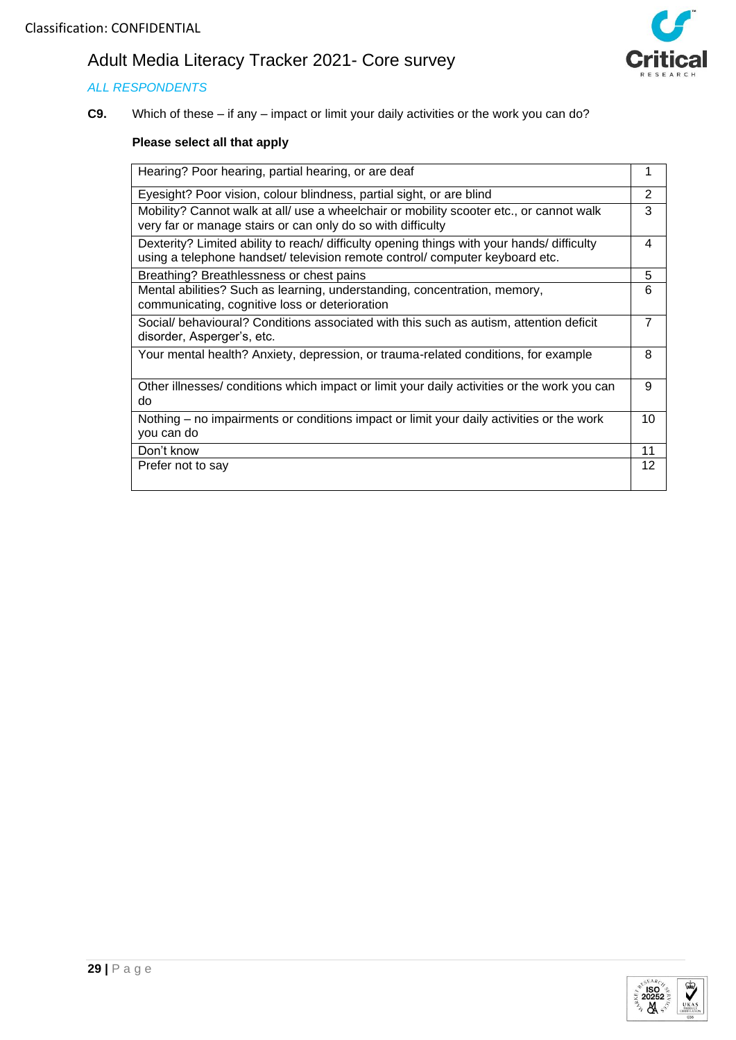Classification: CONFIDENTIAL

Adult Media Literacy Tracker 2021- Core survey

*ALL RESPONDENTS*

**C9.** Which of these – if any – impact or limit your daily activities or the work you can do?

**Please select all that apply**

| | |
|---|---|
| Hearing? Poor hearing, partial hearing, or are deaf | 1 |
| Eyesight? Poor vision, colour blindness, partial sight, or are blind | 2 |
| Mobility? Cannot walk at all/ use a wheelchair or mobility scooter etc., or cannot walk very far or manage stairs or can only do so with difficulty | 3 |
| Dexterity? Limited ability to reach/ difficulty opening things with your hands/ difficulty using a telephone handset/ television remote control/ computer keyboard etc. | 4 |
| Breathing? Breathlessness or chest pains | 5 |
| Mental abilities? Such as learning, understanding, concentration, memory, communicating, cognitive loss or deterioration | 6 |
| Social/ behavioural? Conditions associated with this such as autism, attention deficit disorder, Asperger's, etc. | 7 |
| Your mental health? Anxiety, depression, or trauma-related conditions, for example | 8 |
| Other illnesses/ conditions which impact or limit your daily activities or the work you can do | 9 |
| Nothing – no impairments or conditions impact or limit your daily activities or the work you can do | 10 |
| Don't know | 11 |
| Prefer not to say | 12 |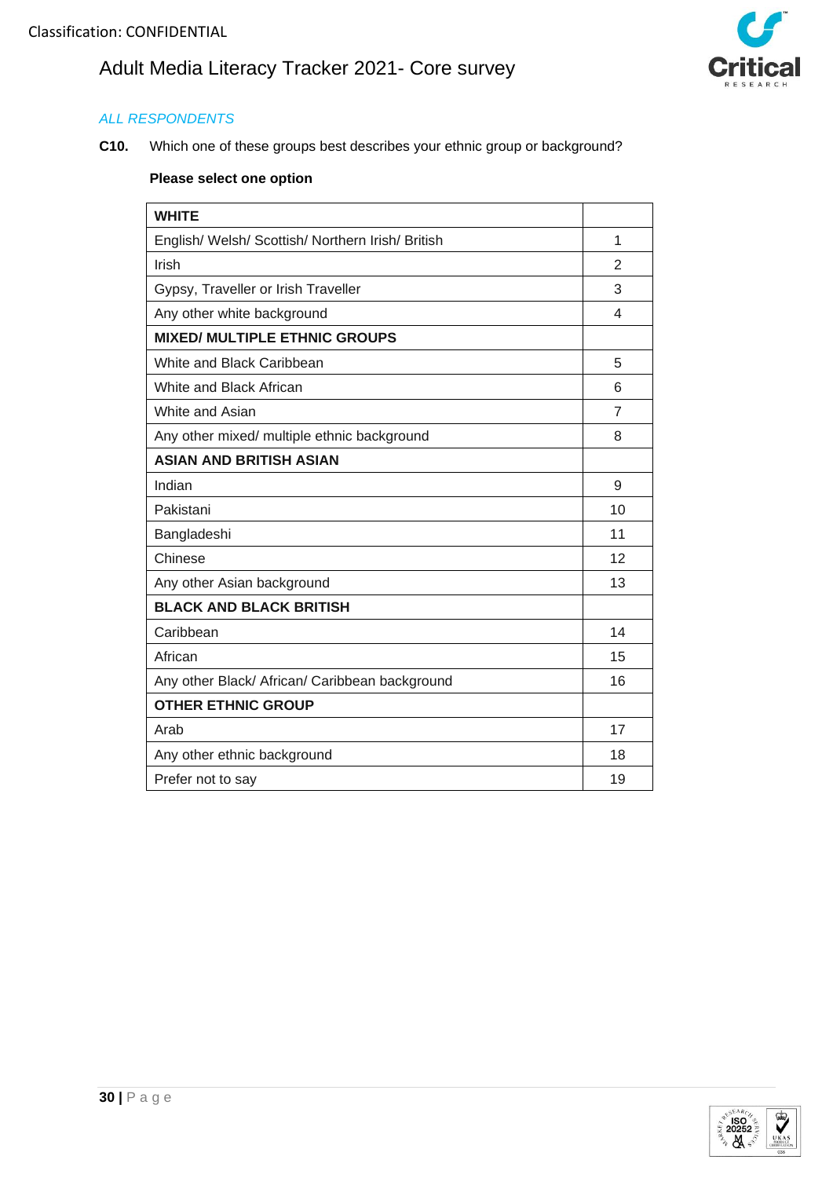*ALL RESPONDENTS*

**C10.** Which one of these groups best describes your ethnic group or background?

**Please select one option**

| **WHITE** | |
|---|---|
| English/ Welsh/ Scottish/ Northern Irish/ British | 1 |
| Irish | 2 |
| Gypsy, Traveller or Irish Traveller | 3 |
| Any other white background | 4 |
| **MIXED/ MULTIPLE ETHNIC GROUPS** | |
| White and Black Caribbean | 5 |
| White and Black African | 6 |
| White and Asian | 7 |
| Any other mixed/ multiple ethnic background | 8 |
| **ASIAN AND BRITISH ASIAN** | |
| Indian | 9 |
| Pakistani | 10 |
| Bangladeshi | 11 |
| Chinese | 12 |
| Any other Asian background | 13 |
| **BLACK AND BLACK BRITISH** | |
| Caribbean | 14 |
| African | 15 |
| Any other Black/ African/ Caribbean background | 16 |
| **OTHER ETHNIC GROUP** | |
| Arab | 17 |
| Any other ethnic background | 18 |
| Prefer not to say | 19 |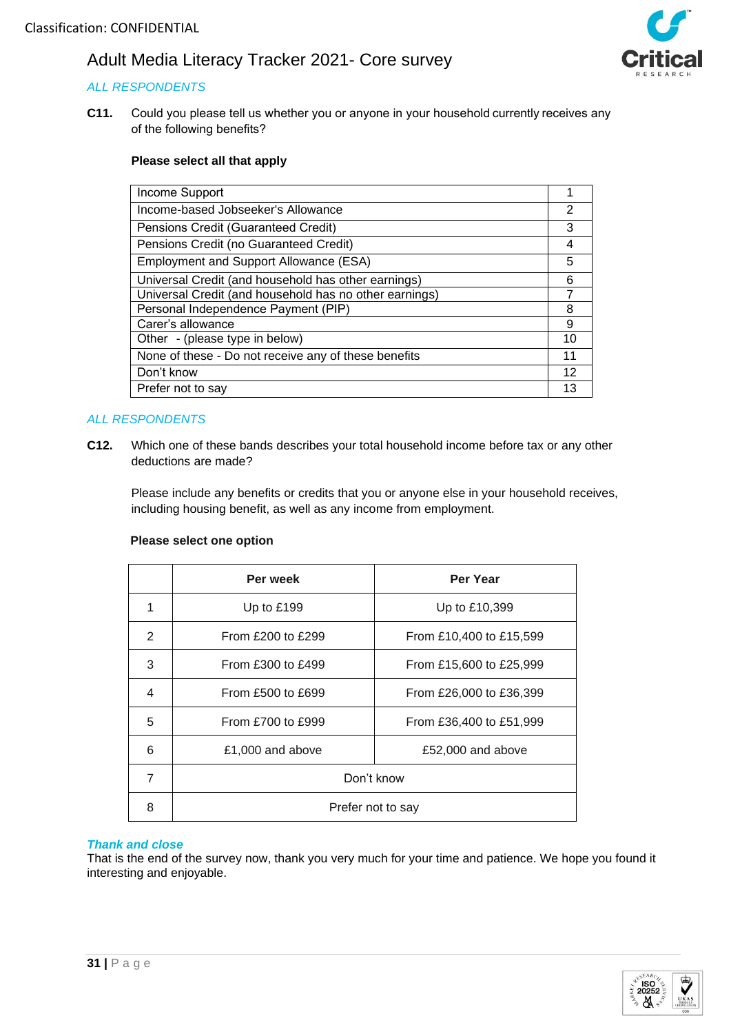Classification: CONFIDENTIAL

# Adult Media Literacy Tracker 2021- Core survey

*ALL RESPONDENTS*

**C11.** Could you please tell us whether you or anyone in your household currently receives any of the following benefits?

**Please select all that apply**

| | |
|---|---|
| Income Support | 1 |
| Income-based Jobseeker's Allowance | 2 |
| Pensions Credit (Guaranteed Credit) | 3 |
| Pensions Credit (no Guaranteed Credit) | 4 |
| Employment and Support Allowance (ESA) | 5 |
| Universal Credit (and household has other earnings) | 6 |
| Universal Credit (and household has no other earnings) | 7 |
| Personal Independence Payment (PIP) | 8 |
| Carer's allowance | 9 |
| Other - (please type in below) | 10 |
| None of these - Do not receive any of these benefits | 11 |
| Don't know | 12 |
| Prefer not to say | 13 |

*ALL RESPONDENTS*

**C12.** Which one of these bands describes your total household income before tax or any other deductions are made?

Please include any benefits or credits that you or anyone else in your household receives, including housing benefit, as well as any income from employment.

**Please select one option**

| | Per week | Per Year |
|---|---|---|
| 1 | Up to £199 | Up to £10,399 |
| 2 | From £200 to £299 | From £10,400 to £15,599 |
| 3 | From £300 to £499 | From £15,600 to £25,999 |
| 4 | From £500 to £699 | From £26,000 to £36,399 |
| 5 | From £700 to £999 | From £36,400 to £51,999 |
| 6 | £1,000 and above | £52,000 and above |
| 7 | Don't know | |
| 8 | Prefer not to say | |

***Thank and close***

That is the end of the survey now, thank you very much for your time and patience. We hope you found it interesting and enjoyable.